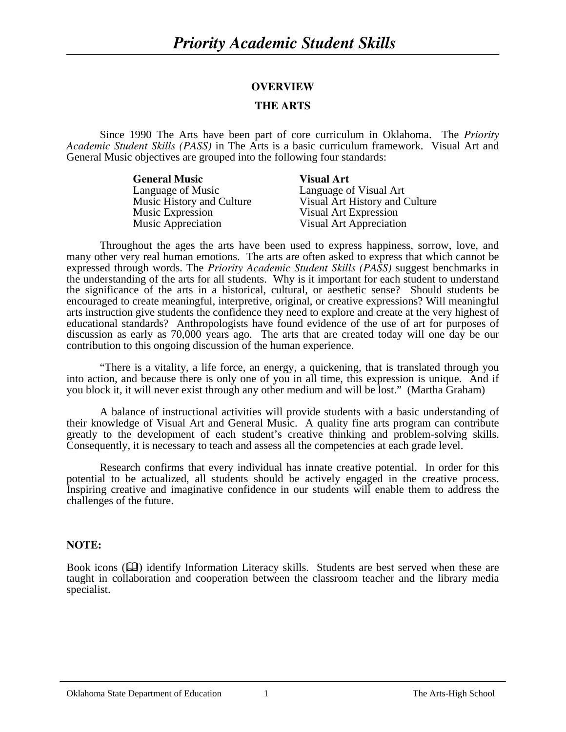# Priority Academic Student Skills

## OVERVIEW

## THE ARTS

Since 1990 The Arts have been part of core curriculum in Oklahoma. The *Priority Academic Student Skills (PASS)* in The Arts is a basic curriculum framework. Visual Art and General Music objectives are grouped into the following four standards:

| **General Music** | **Visual Art** |
|---|---|
| Language of Music | Language of Visual Art |
| Music History and Culture | Visual Art History and Culture |
| Music Expression | Visual Art Expression |
| Music Appreciation | Visual Art Appreciation |

Throughout the ages the arts have been used to express happiness, sorrow, love, and many other very real human emotions. The arts are often asked to express that which cannot be expressed through words. The *Priority Academic Student Skills (PASS)* suggest benchmarks in the understanding of the arts for all students. Why is it important for each student to understand the significance of the arts in a historical, cultural, or aesthetic sense? Should students be encouraged to create meaningful, interpretive, original, or creative expressions? Will meaningful arts instruction give students the confidence they need to explore and create at the very highest of educational standards? Anthropologists have found evidence of the use of art for purposes of discussion as early as 70,000 years ago. The arts that are created today will one day be our contribution to this ongoing discussion of the human experience.

"There is a vitality, a life force, an energy, a quickening, that is translated through you into action, and because there is only one of you in all time, this expression is unique. And if you block it, it will never exist through any other medium and will be lost." (Martha Graham)

A balance of instructional activities will provide students with a basic understanding of their knowledge of Visual Art and General Music. A quality fine arts program can contribute greatly to the development of each student's creative thinking and problem-solving skills. Consequently, it is necessary to teach and assess all the competencies at each grade level.

Research confirms that every individual has innate creative potential. In order for this potential to be actualized, all students should be actively engaged in the creative process. Inspiring creative and imaginative confidence in our students will enable them to address the challenges of the future.

**NOTE:**

Book icons (🕮) identify Information Literacy skills. Students are best served when these are taught in collaboration and cooperation between the classroom teacher and the library media specialist.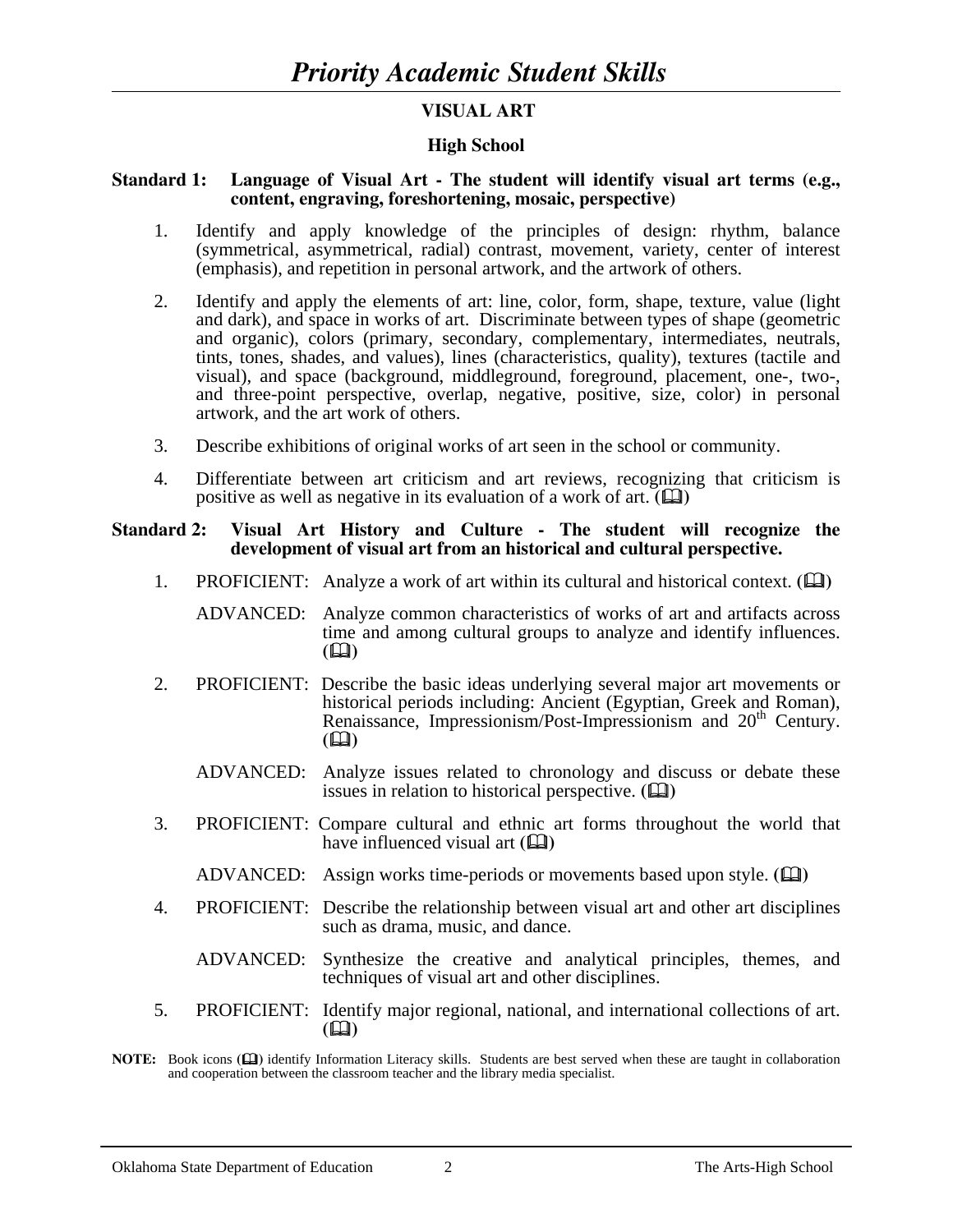# *Priority Academic Student Skills*

## VISUAL ART

### High School

**Standard 1: Language of Visual Art - The student will identify visual art terms (e.g., content, engraving, foreshortening, mosaic, perspective)**

1. Identify and apply knowledge of the principles of design: rhythm, balance (symmetrical, asymmetrical, radial) contrast, movement, variety, center of interest (emphasis), and repetition in personal artwork, and the artwork of others.

2. Identify and apply the elements of art: line, color, form, shape, texture, value (light and dark), and space in works of art. Discriminate between types of shape (geometric and organic), colors (primary, secondary, complementary, intermediates, neutrals, tints, tones, shades, and values), lines (characteristics, quality), textures (tactile and visual), and space (background, middleground, foreground, placement, one-, two-, and three-point perspective, overlap, negative, positive, size, color) in personal artwork, and the art work of others.

3. Describe exhibitions of original works of art seen in the school or community.

4. Differentiate between art criticism and art reviews, recognizing that criticism is positive as well as negative in its evaluation of a work of art. (📖)

**Standard 2: Visual Art History and Culture - The student will recognize the development of visual art from an historical and cultural perspective.**

1. PROFICIENT: Analyze a work of art within its cultural and historical context. (📖)

   ADVANCED: Analyze common characteristics of works of art and artifacts across time and among cultural groups to analyze and identify influences. (📖)

2. PROFICIENT: Describe the basic ideas underlying several major art movements or historical periods including: Ancient (Egyptian, Greek and Roman), Renaissance, Impressionism/Post-Impressionism and 20th Century. (📖)

   ADVANCED: Analyze issues related to chronology and discuss or debate these issues in relation to historical perspective. (📖)

3. PROFICIENT: Compare cultural and ethnic art forms throughout the world that have influenced visual art (📖)

   ADVANCED: Assign works time-periods or movements based upon style. (📖)

4. PROFICIENT: Describe the relationship between visual art and other art disciplines such as drama, music, and dance.

   ADVANCED: Synthesize the creative and analytical principles, themes, and techniques of visual art and other disciplines.

5. PROFICIENT: Identify major regional, national, and international collections of art. (📖)

**NOTE:** Book icons (📖) identify Information Literacy skills. Students are best served when these are taught in collaboration and cooperation between the classroom teacher and the library media specialist.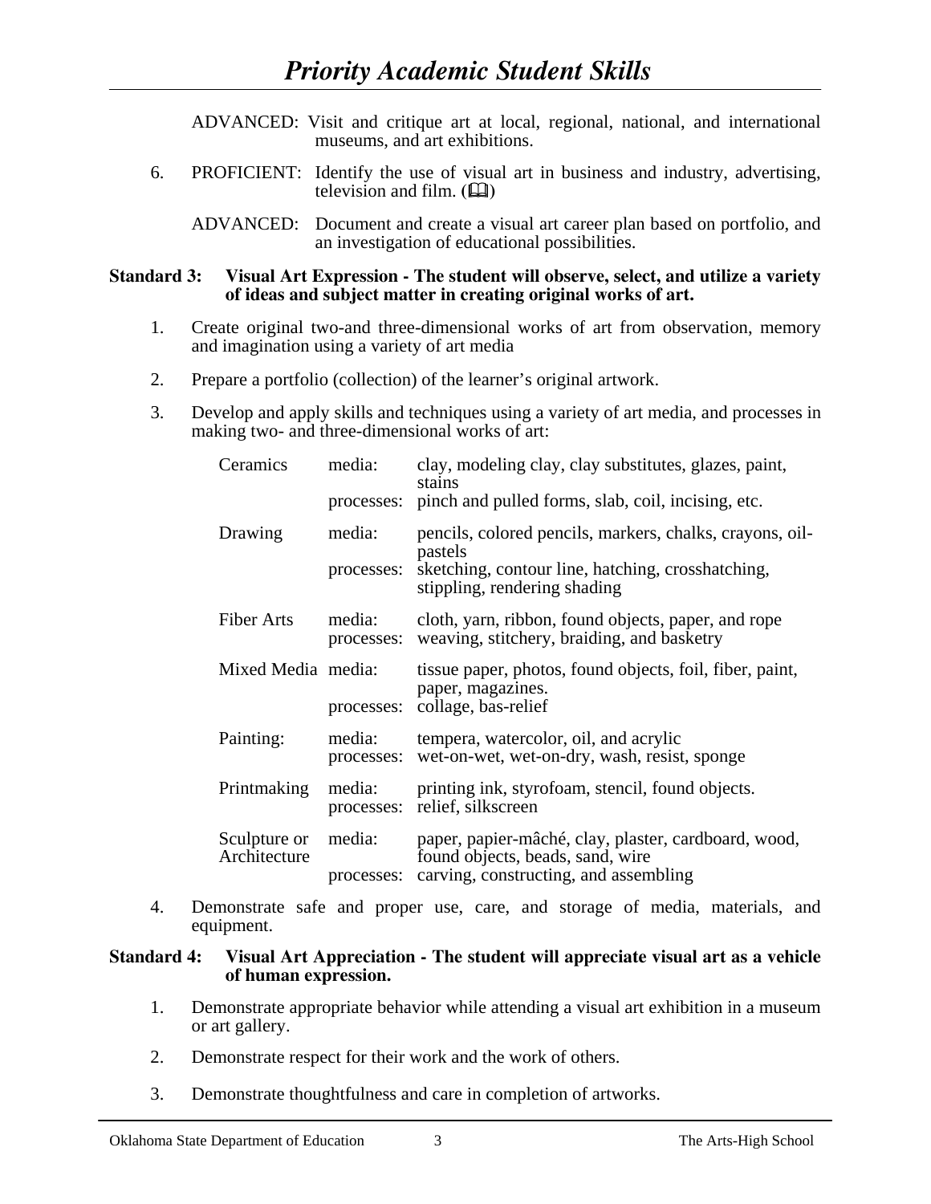ADVANCED: Visit and critique art at local, regional, national, and international museums, and art exhibitions.

6. PROFICIENT: Identify the use of visual art in business and industry, advertising, television and film. (📖)

   ADVANCED: Document and create a visual art career plan based on portfolio, and an investigation of educational possibilities.

**Standard 3: Visual Art Expression - The student will observe, select, and utilize a variety of ideas and subject matter in creating original works of art.**

1. Create original two-and three-dimensional works of art from observation, memory and imagination using a variety of art media

2. Prepare a portfolio (collection) of the learner's original artwork.

3. Develop and apply skills and techniques using a variety of art media, and processes in making two- and three-dimensional works of art:

| | | |
|---|---|---|
| Ceramics | media: | clay, modeling clay, clay substitutes, glazes, paint, stains |
| | processes: | pinch and pulled forms, slab, coil, incising, etc. |
| Drawing | media: | pencils, colored pencils, markers, chalks, crayons, oil-pastels |
| | processes: | sketching, contour line, hatching, crosshatching, stippling, rendering shading |
| Fiber Arts | media: | cloth, yarn, ribbon, found objects, paper, and rope |
| | processes: | weaving, stitchery, braiding, and basketry |
| Mixed Media | media: | tissue paper, photos, found objects, foil, fiber, paint, paper, magazines. |
| | processes: | collage, bas-relief |
| Painting: | media: | tempera, watercolor, oil, and acrylic |
| | processes: | wet-on-wet, wet-on-dry, wash, resist, sponge |
| Printmaking | media: | printing ink, styrofoam, stencil, found objects. |
| | processes: | relief, silkscreen |
| Sculpture or Architecture | media: | paper, papier-mâché, clay, plaster, cardboard, wood, found objects, beads, sand, wire |
| | processes: | carving, constructing, and assembling |

4. Demonstrate safe and proper use, care, and storage of media, materials, and equipment.

**Standard 4: Visual Art Appreciation - The student will appreciate visual art as a vehicle of human expression.**

1. Demonstrate appropriate behavior while attending a visual art exhibition in a museum or art gallery.

2. Demonstrate respect for their work and the work of others.

3. Demonstrate thoughtfulness and care in completion of artworks.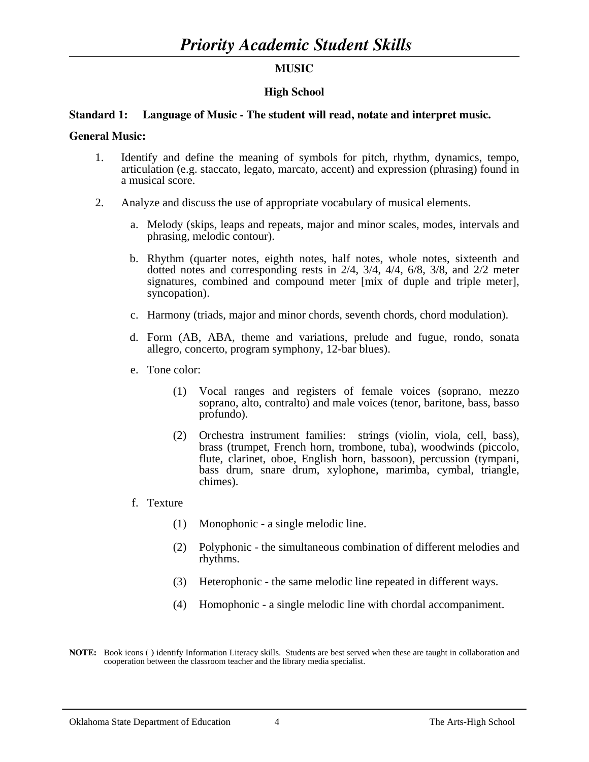# *Priority Academic Student Skills*

## MUSIC

### High School

**Standard 1: Language of Music - The student will read, notate and interpret music.**

**General Music:**

1. Identify and define the meaning of symbols for pitch, rhythm, dynamics, tempo, articulation (e.g. staccato, legato, marcato, accent) and expression (phrasing) found in a musical score.

2. Analyze and discuss the use of appropriate vocabulary of musical elements.

   a. Melody (skips, leaps and repeats, major and minor scales, modes, intervals and phrasing, melodic contour).

   b. Rhythm (quarter notes, eighth notes, half notes, whole notes, sixteenth and dotted notes and corresponding rests in 2/4, 3/4, 4/4, 6/8, 3/8, and 2/2 meter signatures, combined and compound meter [mix of duple and triple meter], syncopation).

   c. Harmony (triads, major and minor chords, seventh chords, chord modulation).

   d. Form (AB, ABA, theme and variations, prelude and fugue, rondo, sonata allegro, concerto, program symphony, 12-bar blues).

   e. Tone color:

      (1) Vocal ranges and registers of female voices (soprano, mezzo soprano, alto, contralto) and male voices (tenor, baritone, bass, basso profundo).

      (2) Orchestra instrument families: strings (violin, viola, cell, bass), brass (trumpet, French horn, trombone, tuba), woodwinds (piccolo, flute, clarinet, oboe, English horn, bassoon), percussion (tympani, bass drum, snare drum, xylophone, marimba, cymbal, triangle, chimes).

   f. Texture

      (1) Monophonic - a single melodic line.

      (2) Polyphonic - the simultaneous combination of different melodies and rhythms.

      (3) Heterophonic - the same melodic line repeated in different ways.

      (4) Homophonic - a single melodic line with chordal accompaniment.

**NOTE:** Book icons ( ) identify Information Literacy skills. Students are best served when these are taught in collaboration and cooperation between the classroom teacher and the library media specialist.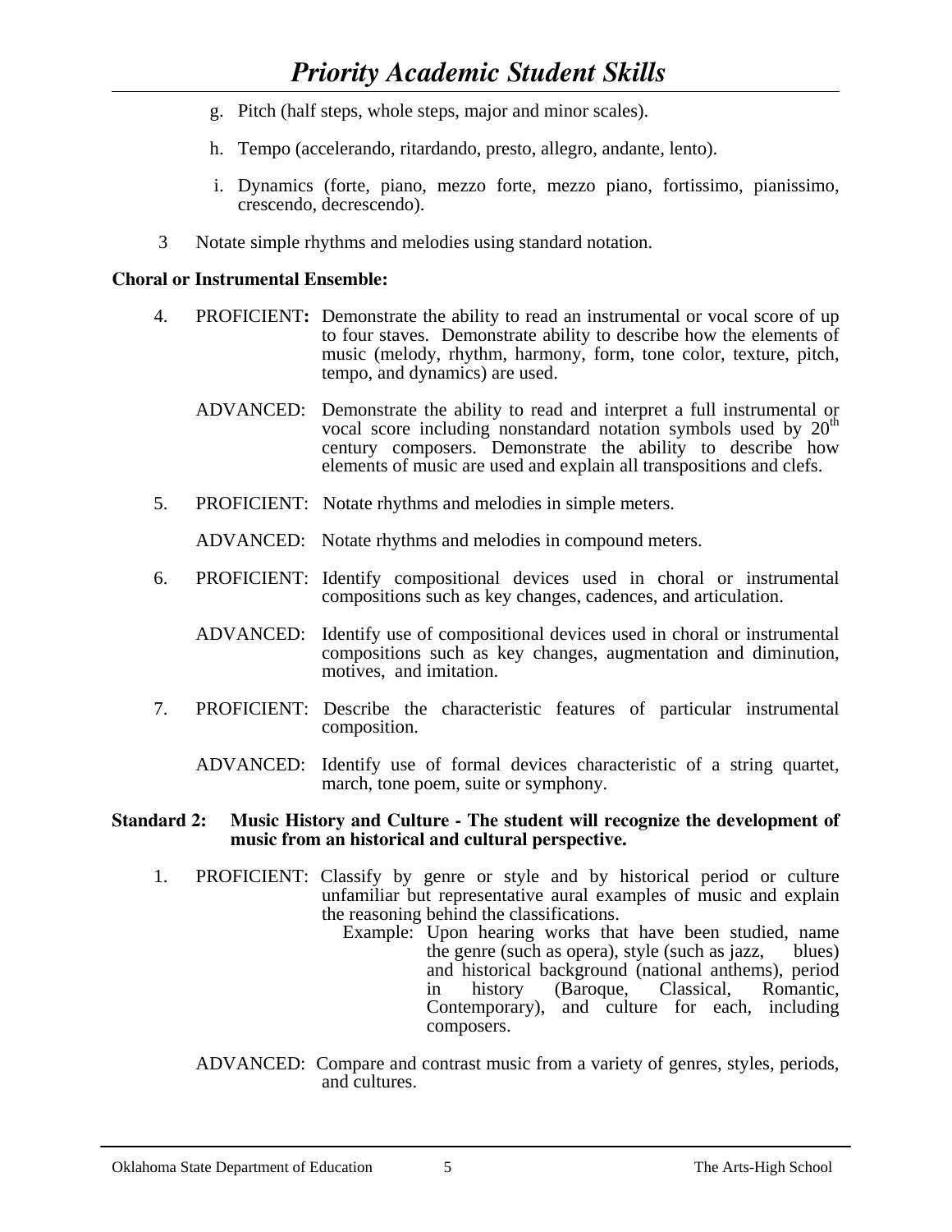g. Pitch (half steps, whole steps, major and minor scales).

h. Tempo (accelerando, ritardando, presto, allegro, andante, lento).

i. Dynamics (forte, piano, mezzo forte, mezzo piano, fortissimo, pianissimo, crescendo, decrescendo).

3 Notate simple rhythms and melodies using standard notation.

**Choral or Instrumental Ensemble:**

4. PROFICIENT**:** Demonstrate the ability to read an instrumental or vocal score of up to four staves. Demonstrate ability to describe how the elements of music (melody, rhythm, harmony, form, tone color, texture, pitch, tempo, and dynamics) are used.

   ADVANCED: Demonstrate the ability to read and interpret a full instrumental or vocal score including nonstandard notation symbols used by 20th century composers. Demonstrate the ability to describe how elements of music are used and explain all transpositions and clefs.

5. PROFICIENT: Notate rhythms and melodies in simple meters.

   ADVANCED: Notate rhythms and melodies in compound meters.

6. PROFICIENT: Identify compositional devices used in choral or instrumental compositions such as key changes, cadences, and articulation.

   ADVANCED: Identify use of compositional devices used in choral or instrumental compositions such as key changes, augmentation and diminution, motives, and imitation.

7. PROFICIENT: Describe the characteristic features of particular instrumental composition.

   ADVANCED: Identify use of formal devices characteristic of a string quartet, march, tone poem, suite or symphony.

**Standard 2: Music History and Culture - The student will recognize the development of music from an historical and cultural perspective.**

1. PROFICIENT: Classify by genre or style and by historical period or culture unfamiliar but representative aural examples of music and explain the reasoning behind the classifications.

   Example: Upon hearing works that have been studied, name the genre (such as opera), style (such as jazz, blues) and historical background (national anthems), period in history (Baroque, Classical, Romantic, Contemporary), and culture for each, including composers.

   ADVANCED: Compare and contrast music from a variety of genres, styles, periods, and cultures.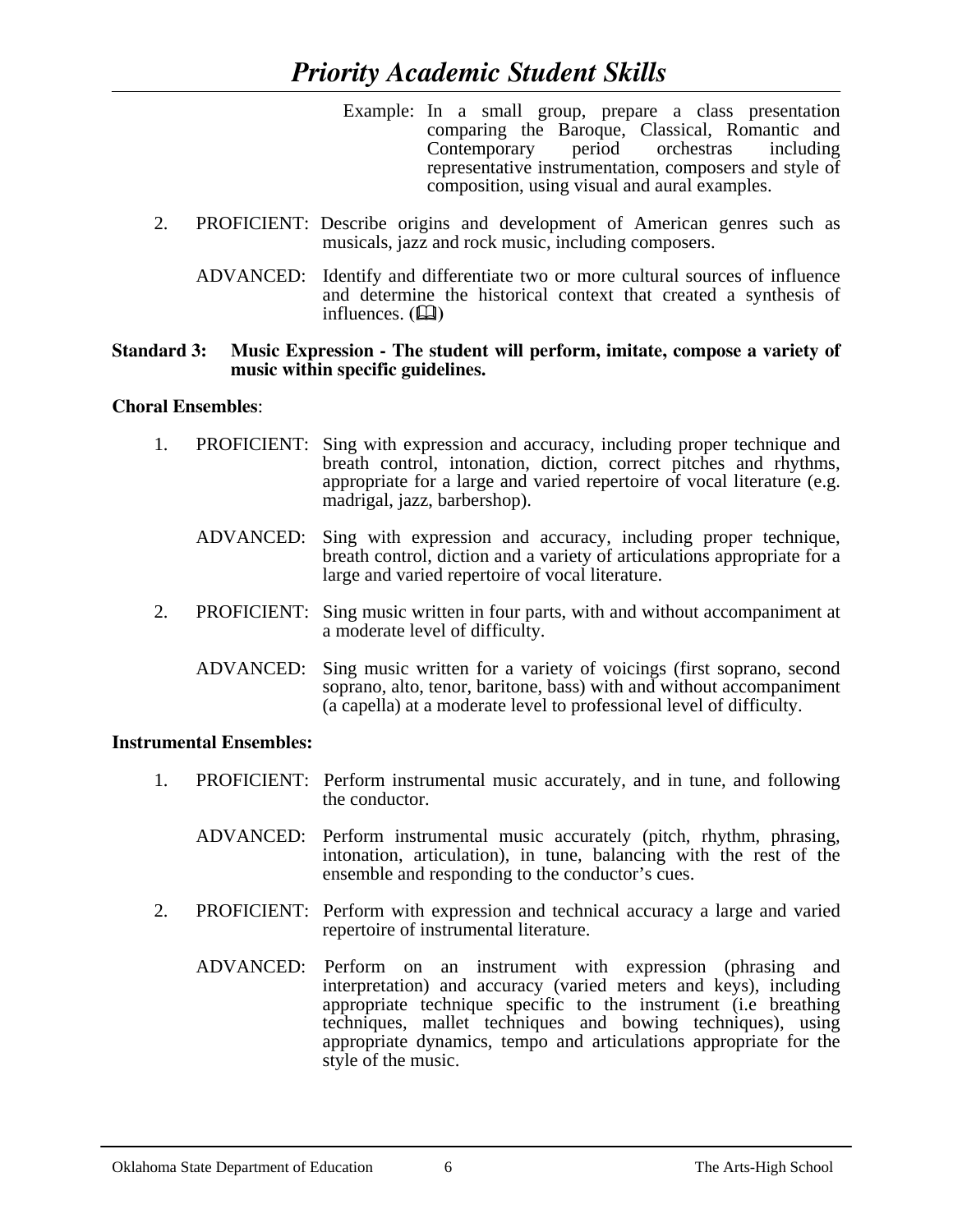Example: In a small group, prepare a class presentation comparing the Baroque, Classical, Romantic and Contemporary period orchestras including representative instrumentation, composers and style of composition, using visual and aural examples.

2. PROFICIENT: Describe origins and development of American genres such as musicals, jazz and rock music, including composers.

   ADVANCED: Identify and differentiate two or more cultural sources of influence and determine the historical context that created a synthesis of influences. (🕮)

**Standard 3: Music Expression - The student will perform, imitate, compose a variety of music within specific guidelines.**

**Choral Ensembles**:

1. PROFICIENT: Sing with expression and accuracy, including proper technique and breath control, intonation, diction, correct pitches and rhythms, appropriate for a large and varied repertoire of vocal literature (e.g. madrigal, jazz, barbershop).

   ADVANCED: Sing with expression and accuracy, including proper technique, breath control, diction and a variety of articulations appropriate for a large and varied repertoire of vocal literature.

2. PROFICIENT: Sing music written in four parts, with and without accompaniment at a moderate level of difficulty.

   ADVANCED: Sing music written for a variety of voicings (first soprano, second soprano, alto, tenor, baritone, bass) with and without accompaniment (a capella) at a moderate level to professional level of difficulty.

**Instrumental Ensembles:**

1. PROFICIENT: Perform instrumental music accurately, and in tune, and following the conductor.

   ADVANCED: Perform instrumental music accurately (pitch, rhythm, phrasing, intonation, articulation), in tune, balancing with the rest of the ensemble and responding to the conductor's cues.

2. PROFICIENT: Perform with expression and technical accuracy a large and varied repertoire of instrumental literature.

   ADVANCED: Perform on an instrument with expression (phrasing and interpretation) and accuracy (varied meters and keys), including appropriate technique specific to the instrument (i.e breathing techniques, mallet techniques and bowing techniques), using appropriate dynamics, tempo and articulations appropriate for the style of the music.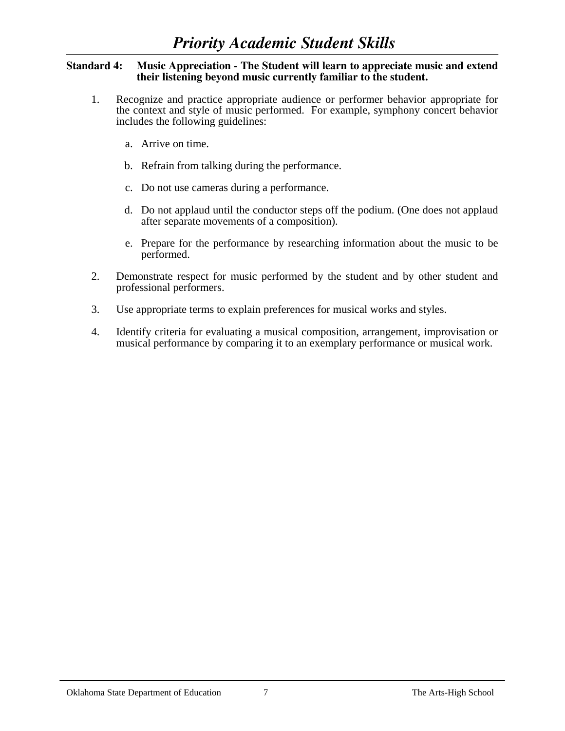# *Priority Academic Student Skills*

**Standard 4: Music Appreciation - The Student will learn to appreciate music and extend their listening beyond music currently familiar to the student.**

1. Recognize and practice appropriate audience or performer behavior appropriate for the context and style of music performed. For example, symphony concert behavior includes the following guidelines:

   a. Arrive on time.

   b. Refrain from talking during the performance.

   c. Do not use cameras during a performance.

   d. Do not applaud until the conductor steps off the podium. (One does not applaud after separate movements of a composition).

   e. Prepare for the performance by researching information about the music to be performed.

2. Demonstrate respect for music performed by the student and by other student and professional performers.

3. Use appropriate terms to explain preferences for musical works and styles.

4. Identify criteria for evaluating a musical composition, arrangement, improvisation or musical performance by comparing it to an exemplary performance or musical work.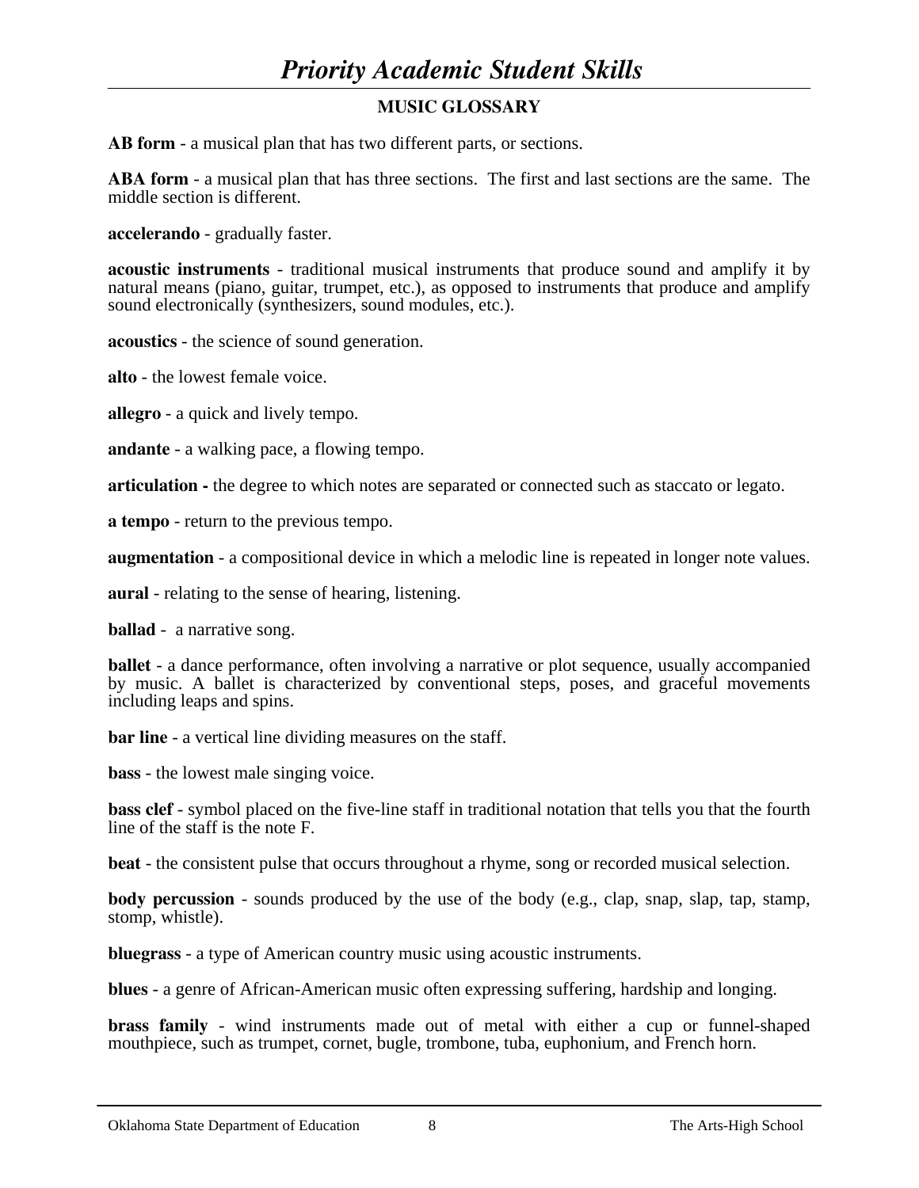# *Priority Academic Student Skills*

## MUSIC GLOSSARY

**AB form** - a musical plan that has two different parts, or sections.

**ABA form** - a musical plan that has three sections. The first and last sections are the same. The middle section is different.

**accelerando** - gradually faster.

**acoustic instruments** - traditional musical instruments that produce sound and amplify it by natural means (piano, guitar, trumpet, etc.), as opposed to instruments that produce and amplify sound electronically (synthesizers, sound modules, etc.).

**acoustics** - the science of sound generation.

**alto** - the lowest female voice.

**allegro** - a quick and lively tempo.

**andante** - a walking pace, a flowing tempo.

**articulation -** the degree to which notes are separated or connected such as staccato or legato.

**a tempo** - return to the previous tempo.

**augmentation** - a compositional device in which a melodic line is repeated in longer note values.

**aural** - relating to the sense of hearing, listening.

**ballad** - a narrative song.

**ballet** - a dance performance, often involving a narrative or plot sequence, usually accompanied by music. A ballet is characterized by conventional steps, poses, and graceful movements including leaps and spins.

**bar line** - a vertical line dividing measures on the staff.

**bass** - the lowest male singing voice.

**bass clef** - symbol placed on the five-line staff in traditional notation that tells you that the fourth line of the staff is the note F.

**beat** - the consistent pulse that occurs throughout a rhyme, song or recorded musical selection.

**body percussion** - sounds produced by the use of the body (e.g., clap, snap, slap, tap, stamp, stomp, whistle).

**bluegrass** - a type of American country music using acoustic instruments.

**blues** - a genre of African-American music often expressing suffering, hardship and longing.

**brass family** - wind instruments made out of metal with either a cup or funnel-shaped mouthpiece, such as trumpet, cornet, bugle, trombone, tuba, euphonium, and French horn.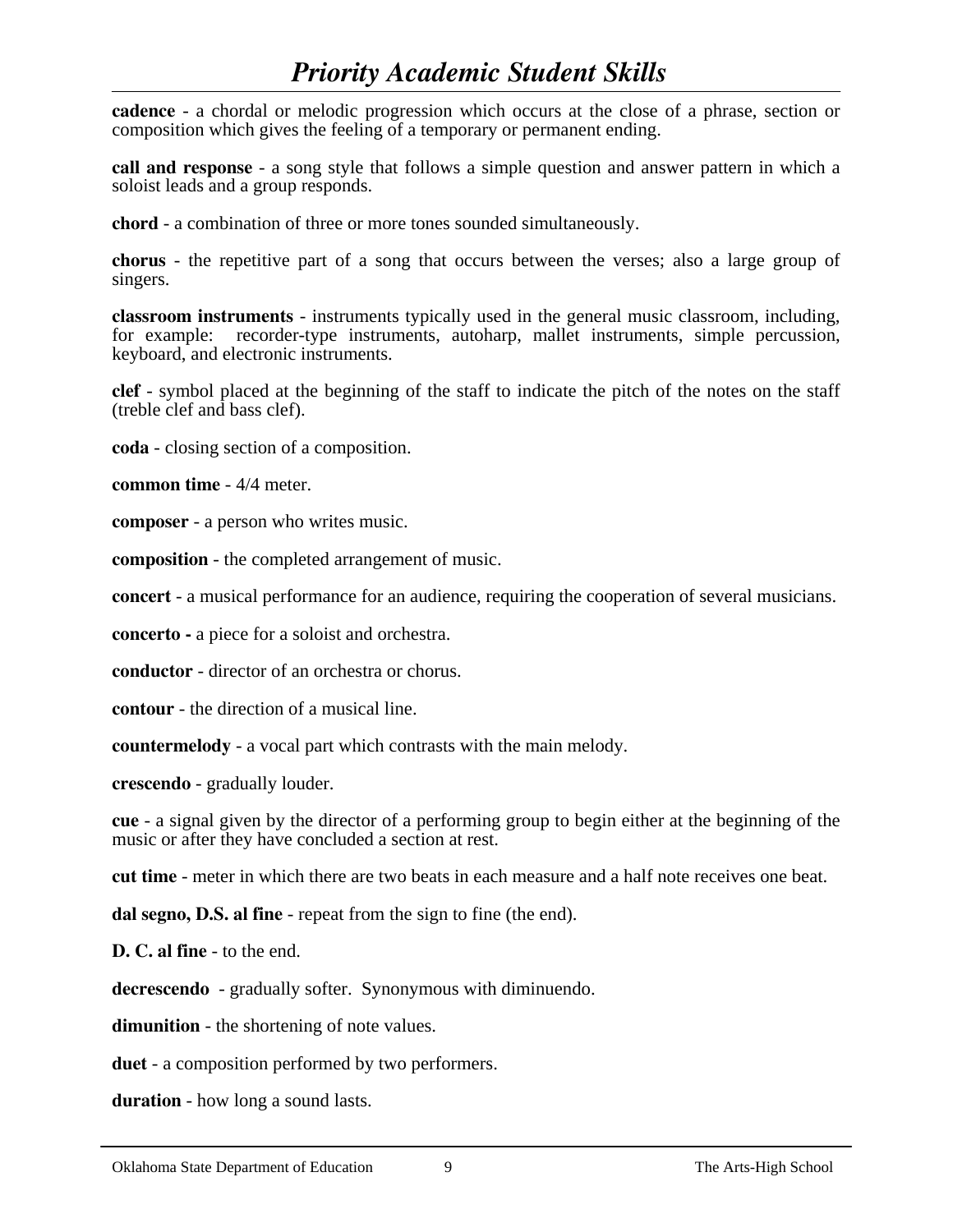**cadence** - a chordal or melodic progression which occurs at the close of a phrase, section or composition which gives the feeling of a temporary or permanent ending.

**call and response** - a song style that follows a simple question and answer pattern in which a soloist leads and a group responds.

**chord** - a combination of three or more tones sounded simultaneously.

**chorus** - the repetitive part of a song that occurs between the verses; also a large group of singers.

**classroom instruments** - instruments typically used in the general music classroom, including, for example: recorder-type instruments, autoharp, mallet instruments, simple percussion, keyboard, and electronic instruments.

**clef** - symbol placed at the beginning of the staff to indicate the pitch of the notes on the staff (treble clef and bass clef).

**coda** - closing section of a composition.

**common time** - 4/4 meter.

**composer** - a person who writes music.

**composition** - the completed arrangement of music.

**concert** - a musical performance for an audience, requiring the cooperation of several musicians.

**concerto -** a piece for a soloist and orchestra.

**conductor** - director of an orchestra or chorus.

**contour** - the direction of a musical line.

**countermelody** - a vocal part which contrasts with the main melody.

**crescendo** - gradually louder.

**cue** - a signal given by the director of a performing group to begin either at the beginning of the music or after they have concluded a section at rest.

**cut time** - meter in which there are two beats in each measure and a half note receives one beat.

**dal segno, D.S. al fine** - repeat from the sign to fine (the end).

**D. C. al fine** - to the end.

**decrescendo** - gradually softer. Synonymous with diminuendo.

**dimunition** - the shortening of note values.

**duet** - a composition performed by two performers.

**duration** - how long a sound lasts.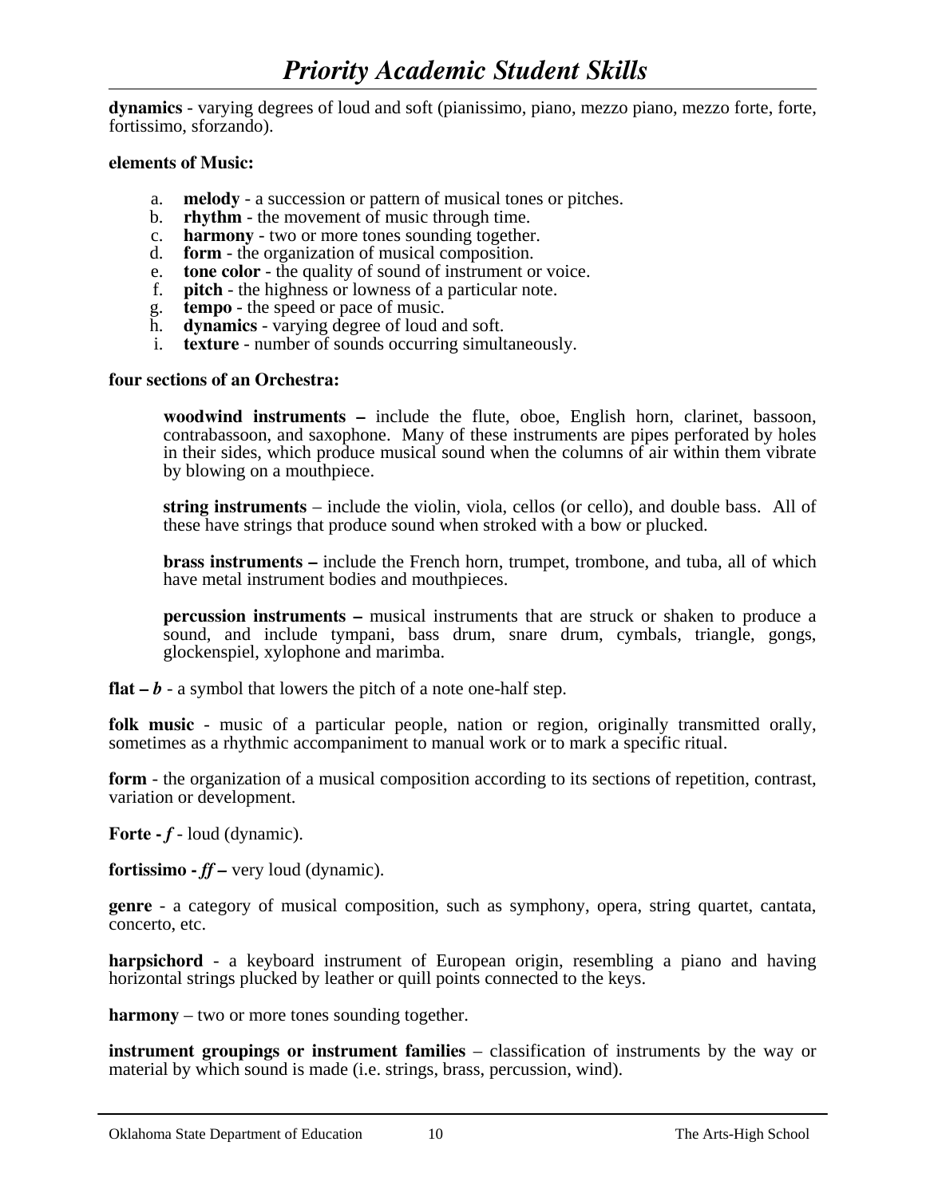**dynamics** - varying degrees of loud and soft (pianissimo, piano, mezzo piano, mezzo forte, forte, fortissimo, sforzando).

**elements of Music:**

a. **melody** - a succession or pattern of musical tones or pitches.
b. **rhythm** - the movement of music through time.
c. **harmony** - two or more tones sounding together.
d. **form** - the organization of musical composition.
e. **tone color** - the quality of sound of instrument or voice.
f. **pitch** - the highness or lowness of a particular note.
g. **tempo** - the speed or pace of music.
h. **dynamics** - varying degree of loud and soft.
i. **texture** - number of sounds occurring simultaneously.

**four sections of an Orchestra:**

**woodwind instruments –** include the flute, oboe, English horn, clarinet, bassoon, contrabassoon, and saxophone. Many of these instruments are pipes perforated by holes in their sides, which produce musical sound when the columns of air within them vibrate by blowing on a mouthpiece.

**string instruments** – include the violin, viola, cellos (or cello), and double bass. All of these have strings that produce sound when stroked with a bow or plucked.

**brass instruments –** include the French horn, trumpet, trombone, and tuba, all of which have metal instrument bodies and mouthpieces.

**percussion instruments –** musical instruments that are struck or shaken to produce a sound, and include tympani, bass drum, snare drum, cymbals, triangle, gongs, glockenspiel, xylophone and marimba.

**flat – *b*** - a symbol that lowers the pitch of a note one-half step.

**folk music** - music of a particular people, nation or region, originally transmitted orally, sometimes as a rhythmic accompaniment to manual work or to mark a specific ritual.

**form** - the organization of a musical composition according to its sections of repetition, contrast, variation or development.

**Forte - *f*** - loud (dynamic).

**fortissimo - *ff* –** very loud (dynamic).

**genre** - a category of musical composition, such as symphony, opera, string quartet, cantata, concerto, etc.

**harpsichord** - a keyboard instrument of European origin, resembling a piano and having horizontal strings plucked by leather or quill points connected to the keys.

**harmony** – two or more tones sounding together.

**instrument groupings or instrument families** – classification of instruments by the way or material by which sound is made (i.e. strings, brass, percussion, wind).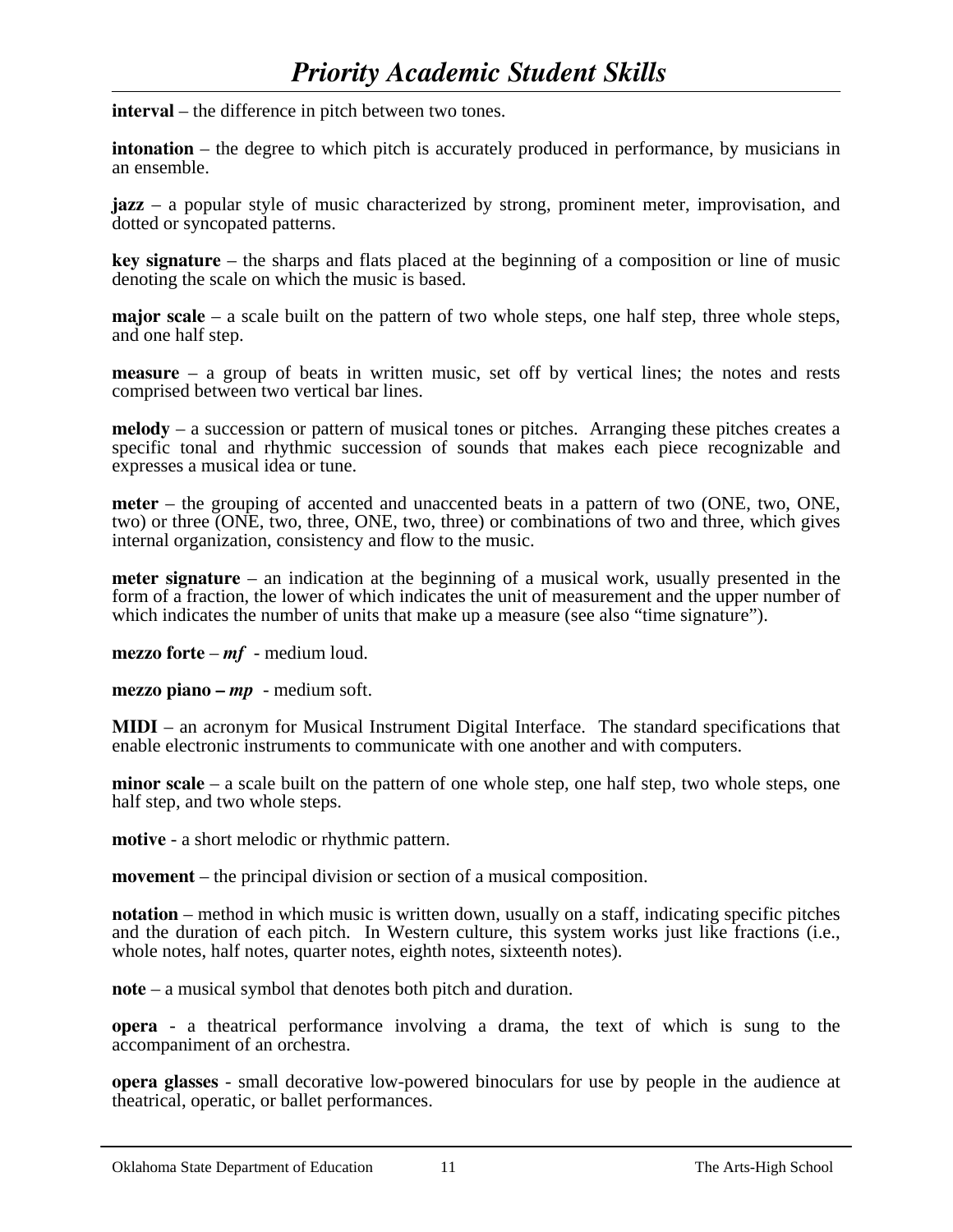**interval** – the difference in pitch between two tones.

**intonation** – the degree to which pitch is accurately produced in performance, by musicians in an ensemble.

**jazz** – a popular style of music characterized by strong, prominent meter, improvisation, and dotted or syncopated patterns.

**key signature** – the sharps and flats placed at the beginning of a composition or line of music denoting the scale on which the music is based.

**major scale** – a scale built on the pattern of two whole steps, one half step, three whole steps, and one half step.

**measure** – a group of beats in written music, set off by vertical lines; the notes and rests comprised between two vertical bar lines.

**melody** – a succession or pattern of musical tones or pitches. Arranging these pitches creates a specific tonal and rhythmic succession of sounds that makes each piece recognizable and expresses a musical idea or tune.

**meter** – the grouping of accented and unaccented beats in a pattern of two (ONE, two, ONE, two) or three (ONE, two, three, ONE, two, three) or combinations of two and three, which gives internal organization, consistency and flow to the music.

**meter signature** – an indication at the beginning of a musical work, usually presented in the form of a fraction, the lower of which indicates the unit of measurement and the upper number of which indicates the number of units that make up a measure (see also "time signature").

**mezzo forte** – ***mf*** - medium loud.

**mezzo piano – *mp*** - medium soft.

**MIDI** – an acronym for Musical Instrument Digital Interface. The standard specifications that enable electronic instruments to communicate with one another and with computers.

**minor scale** – a scale built on the pattern of one whole step, one half step, two whole steps, one half step, and two whole steps.

**motive** - a short melodic or rhythmic pattern.

**movement** – the principal division or section of a musical composition.

**notation** – method in which music is written down, usually on a staff, indicating specific pitches and the duration of each pitch. In Western culture, this system works just like fractions (i.e., whole notes, half notes, quarter notes, eighth notes, sixteenth notes).

**note** – a musical symbol that denotes both pitch and duration.

**opera** - a theatrical performance involving a drama, the text of which is sung to the accompaniment of an orchestra.

**opera glasses** - small decorative low-powered binoculars for use by people in the audience at theatrical, operatic, or ballet performances.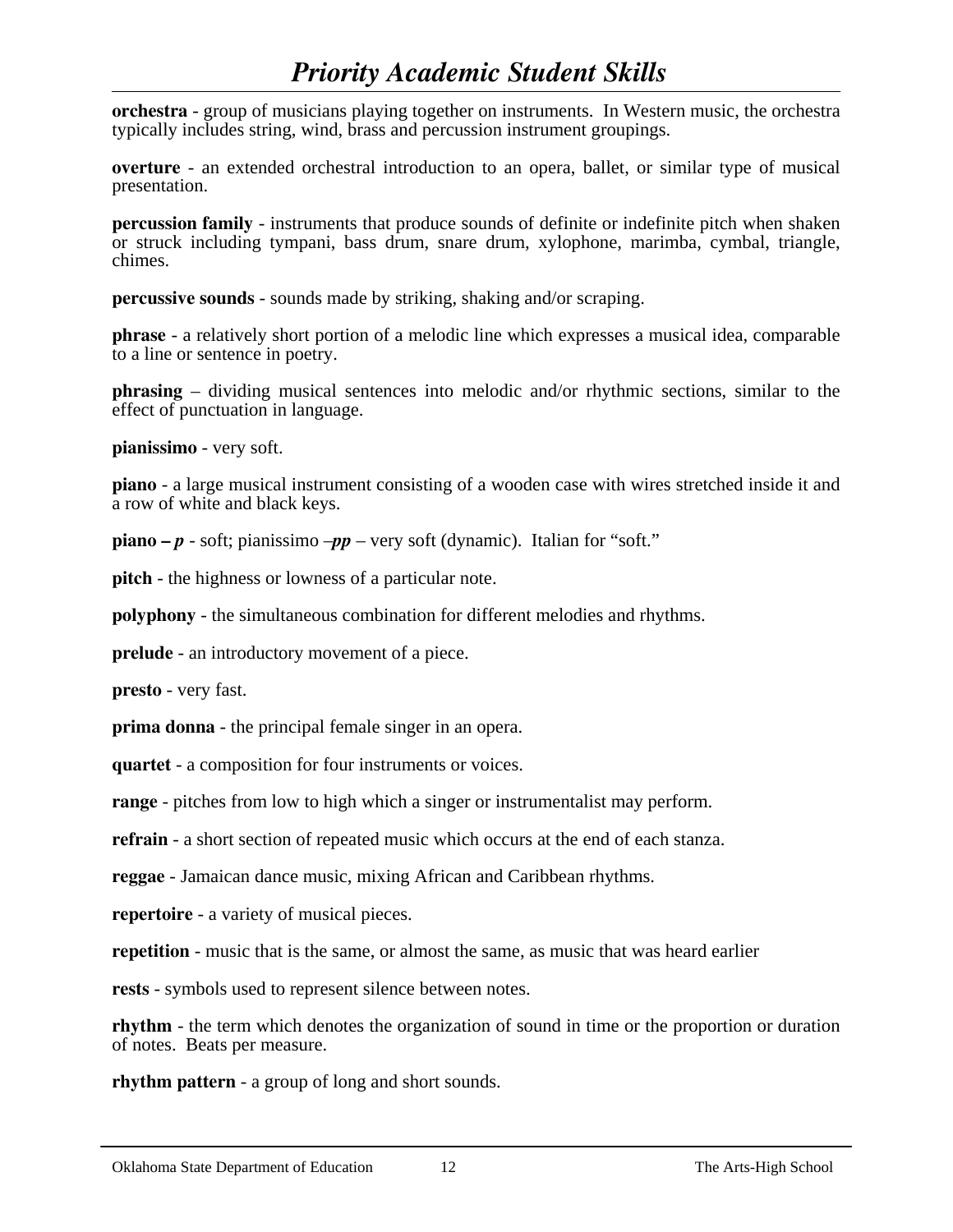**orchestra** - group of musicians playing together on instruments. In Western music, the orchestra typically includes string, wind, brass and percussion instrument groupings.

**overture** - an extended orchestral introduction to an opera, ballet, or similar type of musical presentation.

**percussion family** - instruments that produce sounds of definite or indefinite pitch when shaken or struck including tympani, bass drum, snare drum, xylophone, marimba, cymbal, triangle, chimes.

**percussive sounds** - sounds made by striking, shaking and/or scraping.

**phrase** - a relatively short portion of a melodic line which expresses a musical idea, comparable to a line or sentence in poetry.

**phrasing** – dividing musical sentences into melodic and/or rhythmic sections, similar to the effect of punctuation in language.

**pianissimo** - very soft.

**piano** - a large musical instrument consisting of a wooden case with wires stretched inside it and a row of white and black keys.

**piano – *p*** - soft; pianissimo –***pp*** – very soft (dynamic). Italian for "soft."

**pitch** - the highness or lowness of a particular note.

**polyphony** - the simultaneous combination for different melodies and rhythms.

**prelude** - an introductory movement of a piece.

**presto** - very fast.

**prima donna** - the principal female singer in an opera.

**quartet** - a composition for four instruments or voices.

**range** - pitches from low to high which a singer or instrumentalist may perform.

**refrain** - a short section of repeated music which occurs at the end of each stanza.

**reggae** - Jamaican dance music, mixing African and Caribbean rhythms.

**repertoire** - a variety of musical pieces.

**repetition** - music that is the same, or almost the same, as music that was heard earlier

**rests** - symbols used to represent silence between notes.

**rhythm** - the term which denotes the organization of sound in time or the proportion or duration of notes. Beats per measure.

**rhythm pattern** - a group of long and short sounds.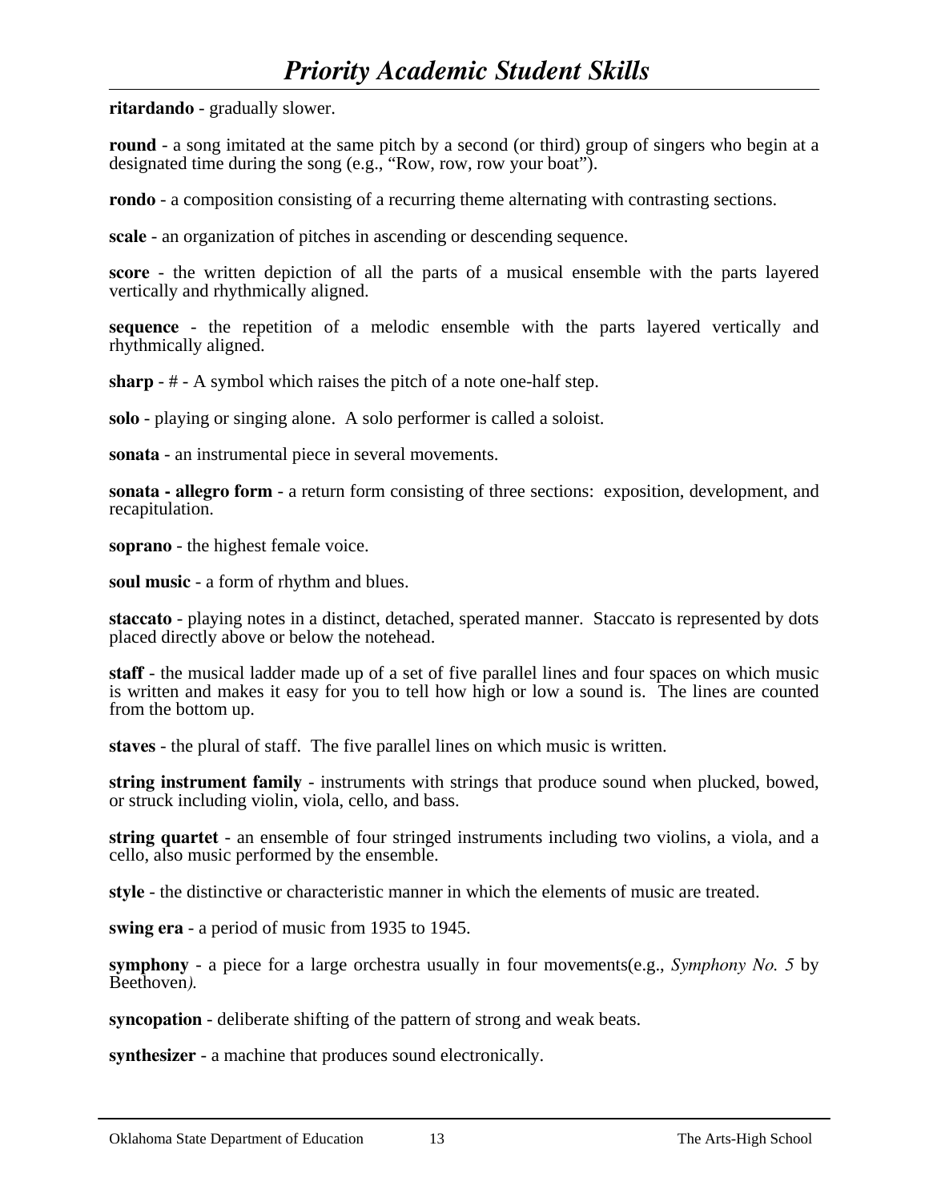**ritardando** - gradually slower.

**round** - a song imitated at the same pitch by a second (or third) group of singers who begin at a designated time during the song (e.g., “Row, row, row your boat”).

**rondo** - a composition consisting of a recurring theme alternating with contrasting sections.

**scale** - an organization of pitches in ascending or descending sequence.

**score** - the written depiction of all the parts of a musical ensemble with the parts layered vertically and rhythmically aligned.

**sequence** - the repetition of a melodic ensemble with the parts layered vertically and rhythmically aligned.

**sharp** - # - A symbol which raises the pitch of a note one-half step.

**solo** - playing or singing alone. A solo performer is called a soloist.

**sonata** - an instrumental piece in several movements.

**sonata - allegro form** - a return form consisting of three sections: exposition, development, and recapitulation.

**soprano** - the highest female voice.

**soul music** - a form of rhythm and blues.

**staccato** - playing notes in a distinct, detached, sperated manner. Staccato is represented by dots placed directly above or below the notehead.

**staff** - the musical ladder made up of a set of five parallel lines and four spaces on which music is written and makes it easy for you to tell how high or low a sound is. The lines are counted from the bottom up.

**staves** - the plural of staff. The five parallel lines on which music is written.

**string instrument family** - instruments with strings that produce sound when plucked, bowed, or struck including violin, viola, cello, and bass.

**string quartet** - an ensemble of four stringed instruments including two violins, a viola, and a cello, also music performed by the ensemble.

**style** - the distinctive or characteristic manner in which the elements of music are treated.

**swing era** - a period of music from 1935 to 1945.

**symphony** - a piece for a large orchestra usually in four movements(e.g., *Symphony No. 5* by Beethoven*).*

**syncopation** - deliberate shifting of the pattern of strong and weak beats.

**synthesizer** - a machine that produces sound electronically.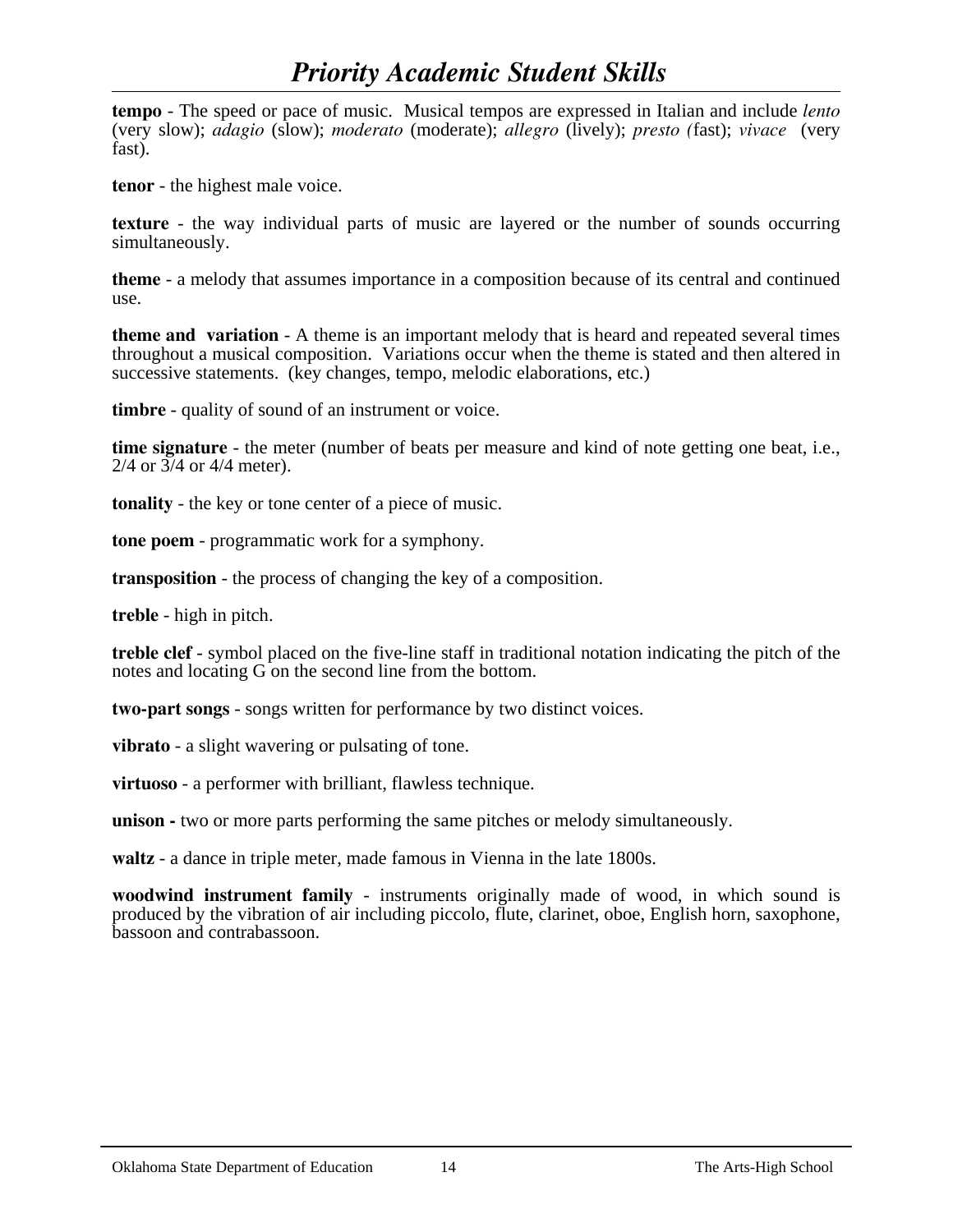# *Priority Academic Student Skills*

**tempo** - The speed or pace of music. Musical tempos are expressed in Italian and include *lento* (very slow); *adagio* (slow); *moderato* (moderate); *allegro* (lively); *presto (*fast); *vivace* (very fast).

**tenor** - the highest male voice.

**texture** - the way individual parts of music are layered or the number of sounds occurring simultaneously.

**theme** - a melody that assumes importance in a composition because of its central and continued use.

**theme and variation** - A theme is an important melody that is heard and repeated several times throughout a musical composition. Variations occur when the theme is stated and then altered in successive statements. (key changes, tempo, melodic elaborations, etc.)

**timbre** - quality of sound of an instrument or voice.

**time signature** - the meter (number of beats per measure and kind of note getting one beat, i.e., 2/4 or 3/4 or 4/4 meter).

**tonality** - the key or tone center of a piece of music.

**tone poem** - programmatic work for a symphony.

**transposition** - the process of changing the key of a composition.

**treble** - high in pitch.

**treble clef** - symbol placed on the five-line staff in traditional notation indicating the pitch of the notes and locating G on the second line from the bottom.

**two-part songs** - songs written for performance by two distinct voices.

**vibrato** - a slight wavering or pulsating of tone.

**virtuoso** - a performer with brilliant, flawless technique.

**unison -** two or more parts performing the same pitches or melody simultaneously.

**waltz** - a dance in triple meter, made famous in Vienna in the late 1800s.

**woodwind instrument family** - instruments originally made of wood, in which sound is produced by the vibration of air including piccolo, flute, clarinet, oboe, English horn, saxophone, bassoon and contrabassoon.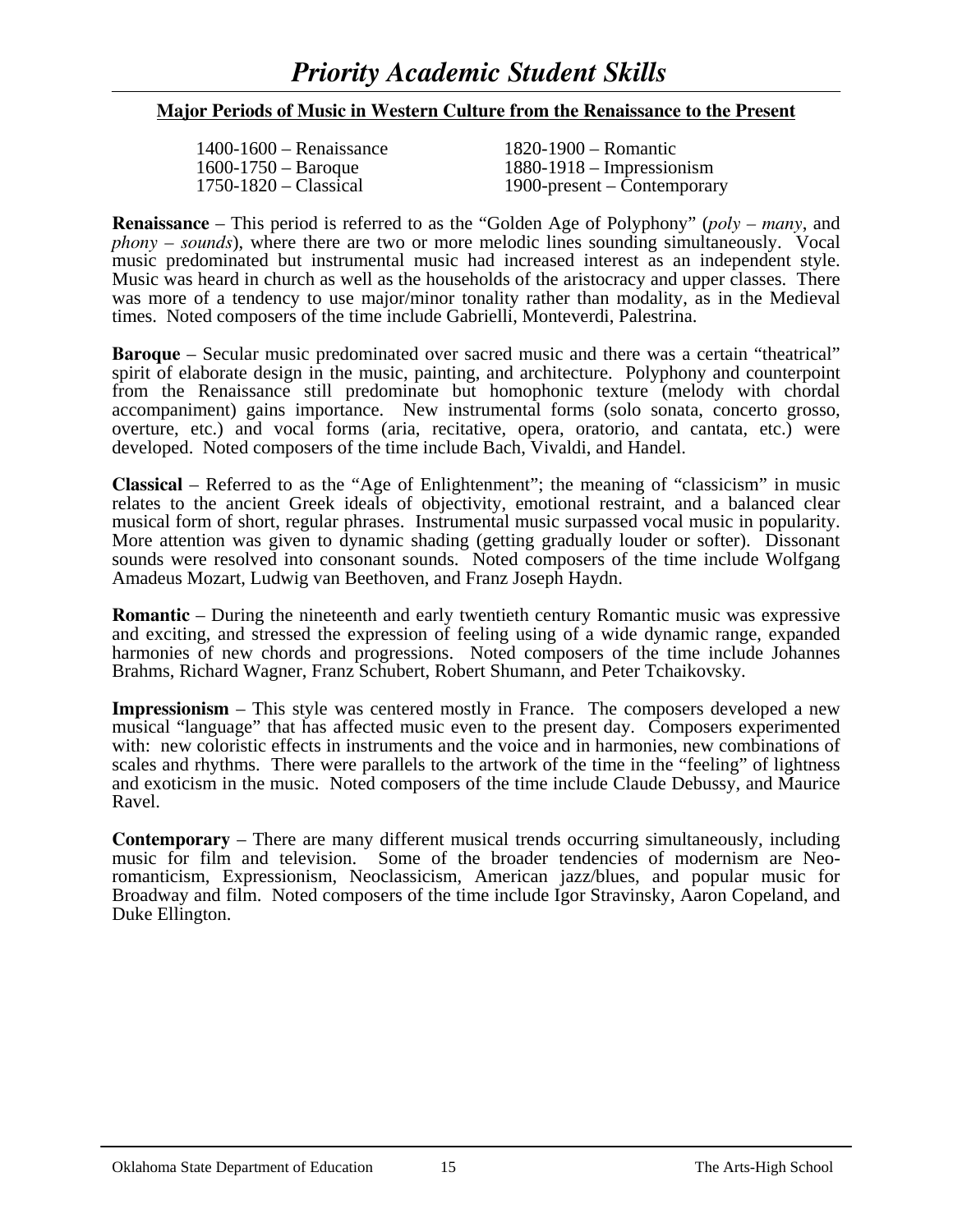# Priority Academic Student Skills

## Major Periods of Music in Western Culture from the Renaissance to the Present

1400-1600 – Renaissance
1600-1750 – Baroque
1750-1820 – Classical
1820-1900 – Romantic
1880-1918 – Impressionism
1900-present – Contemporary

**Renaissance** – This period is referred to as the "Golden Age of Polyphony" (*poly – many*, and *phony – sounds*), where there are two or more melodic lines sounding simultaneously. Vocal music predominated but instrumental music had increased interest as an independent style. Music was heard in church as well as the households of the aristocracy and upper classes. There was more of a tendency to use major/minor tonality rather than modality, as in the Medieval times. Noted composers of the time include Gabrielli, Monteverdi, Palestrina.

**Baroque** – Secular music predominated over sacred music and there was a certain "theatrical" spirit of elaborate design in the music, painting, and architecture. Polyphony and counterpoint from the Renaissance still predominate but homophonic texture (melody with chordal accompaniment) gains importance. New instrumental forms (solo sonata, concerto grosso, overture, etc.) and vocal forms (aria, recitative, opera, oratorio, and cantata, etc.) were developed. Noted composers of the time include Bach, Vivaldi, and Handel.

**Classical** – Referred to as the "Age of Enlightenment"; the meaning of "classicism" in music relates to the ancient Greek ideals of objectivity, emotional restraint, and a balanced clear musical form of short, regular phrases. Instrumental music surpassed vocal music in popularity. More attention was given to dynamic shading (getting gradually louder or softer). Dissonant sounds were resolved into consonant sounds. Noted composers of the time include Wolfgang Amadeus Mozart, Ludwig van Beethoven, and Franz Joseph Haydn.

**Romantic** – During the nineteenth and early twentieth century Romantic music was expressive and exciting, and stressed the expression of feeling using of a wide dynamic range, expanded harmonies of new chords and progressions. Noted composers of the time include Johannes Brahms, Richard Wagner, Franz Schubert, Robert Shumann, and Peter Tchaikovsky.

**Impressionism** – This style was centered mostly in France. The composers developed a new musical "language" that has affected music even to the present day. Composers experimented with: new coloristic effects in instruments and the voice and in harmonies, new combinations of scales and rhythms. There were parallels to the artwork of the time in the "feeling" of lightness and exoticism in the music. Noted composers of the time include Claude Debussy, and Maurice Ravel.

**Contemporary** – There are many different musical trends occurring simultaneously, including music for film and television. Some of the broader tendencies of modernism are Neo-romanticism, Expressionism, Neoclassicism, American jazz/blues, and popular music for Broadway and film. Noted composers of the time include Igor Stravinsky, Aaron Copeland, and Duke Ellington.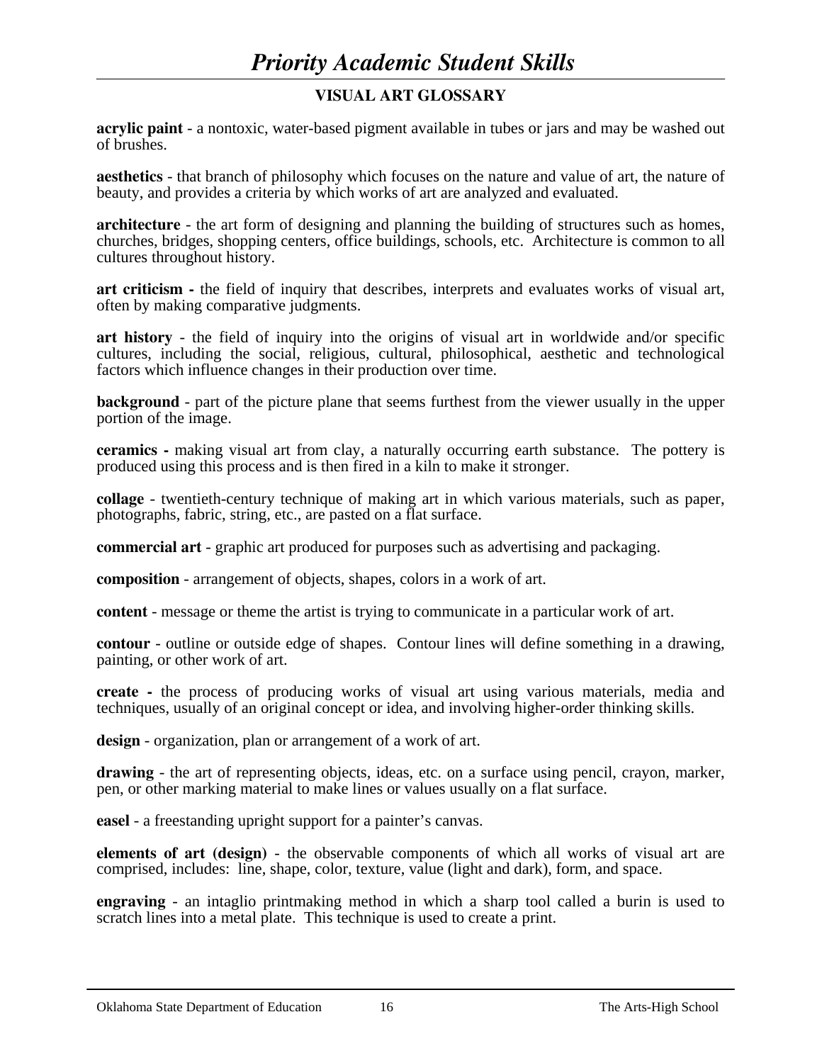# *Priority Academic Student Skills*

## VISUAL ART GLOSSARY

**acrylic paint** - a nontoxic, water-based pigment available in tubes or jars and may be washed out of brushes.

**aesthetics** - that branch of philosophy which focuses on the nature and value of art, the nature of beauty, and provides a criteria by which works of art are analyzed and evaluated.

**architecture** - the art form of designing and planning the building of structures such as homes, churches, bridges, shopping centers, office buildings, schools, etc. Architecture is common to all cultures throughout history.

**art criticism -** the field of inquiry that describes, interprets and evaluates works of visual art, often by making comparative judgments.

**art history** - the field of inquiry into the origins of visual art in worldwide and/or specific cultures, including the social, religious, cultural, philosophical, aesthetic and technological factors which influence changes in their production over time.

**background** - part of the picture plane that seems furthest from the viewer usually in the upper portion of the image.

**ceramics -** making visual art from clay, a naturally occurring earth substance. The pottery is produced using this process and is then fired in a kiln to make it stronger.

**collage** - twentieth-century technique of making art in which various materials, such as paper, photographs, fabric, string, etc., are pasted on a flat surface.

**commercial art** - graphic art produced for purposes such as advertising and packaging.

**composition** - arrangement of objects, shapes, colors in a work of art.

**content** - message or theme the artist is trying to communicate in a particular work of art.

**contour** - outline or outside edge of shapes. Contour lines will define something in a drawing, painting, or other work of art.

**create -** the process of producing works of visual art using various materials, media and techniques, usually of an original concept or idea, and involving higher-order thinking skills.

**design** - organization, plan or arrangement of a work of art.

**drawing** - the art of representing objects, ideas, etc. on a surface using pencil, crayon, marker, pen, or other marking material to make lines or values usually on a flat surface.

**easel** - a freestanding upright support for a painter's canvas.

**elements of art** (**design**) - the observable components of which all works of visual art are comprised, includes: line, shape, color, texture, value (light and dark), form, and space.

**engraving** - an intaglio printmaking method in which a sharp tool called a burin is used to scratch lines into a metal plate. This technique is used to create a print.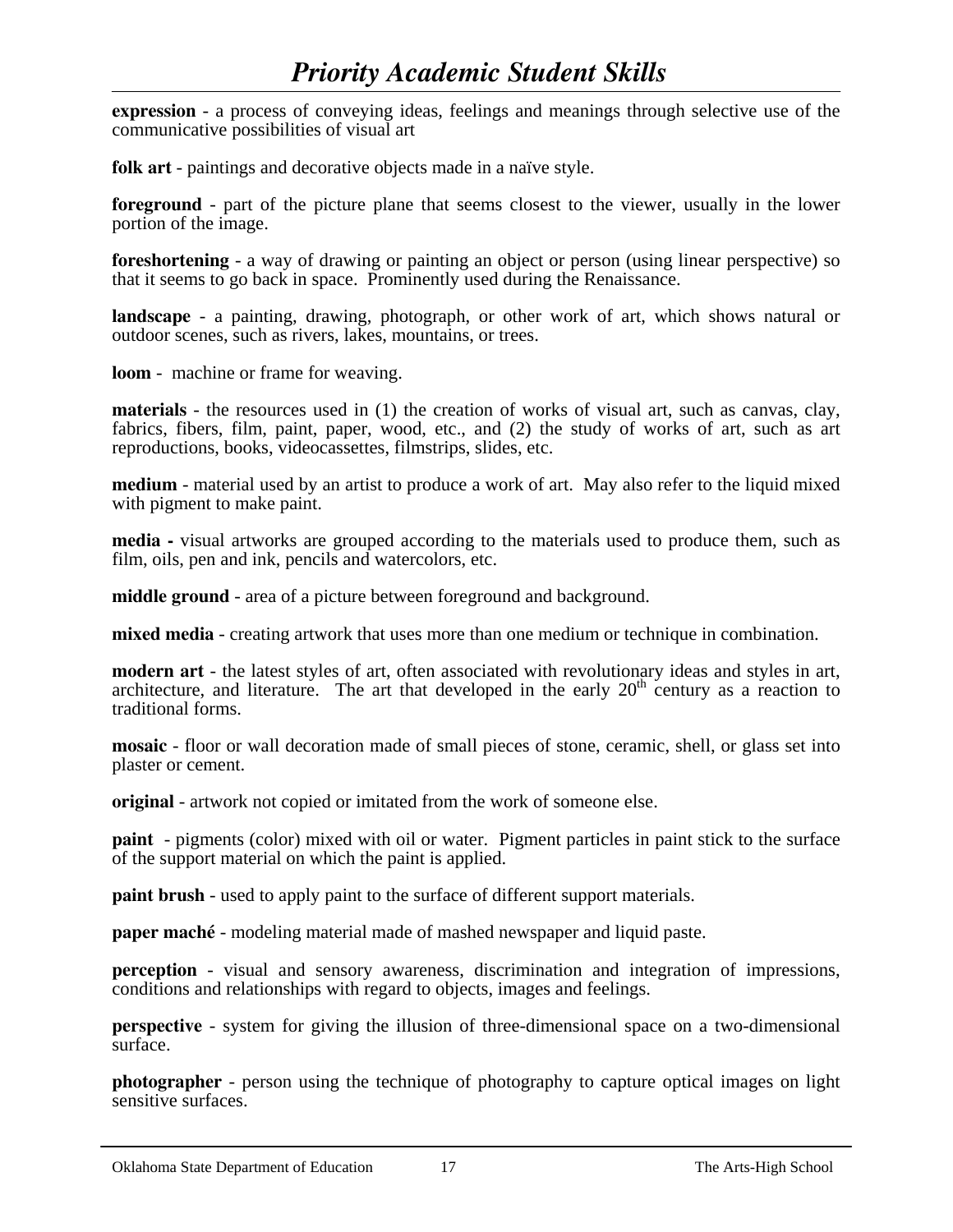**expression** - a process of conveying ideas, feelings and meanings through selective use of the communicative possibilities of visual art

**folk art** - paintings and decorative objects made in a naïve style.

**foreground** - part of the picture plane that seems closest to the viewer, usually in the lower portion of the image.

**foreshortening** - a way of drawing or painting an object or person (using linear perspective) so that it seems to go back in space. Prominently used during the Renaissance.

**landscape** - a painting, drawing, photograph, or other work of art, which shows natural or outdoor scenes, such as rivers, lakes, mountains, or trees.

**loom** - machine or frame for weaving.

**materials** - the resources used in (1) the creation of works of visual art, such as canvas, clay, fabrics, fibers, film, paint, paper, wood, etc., and (2) the study of works of art, such as art reproductions, books, videocassettes, filmstrips, slides, etc.

**medium** - material used by an artist to produce a work of art. May also refer to the liquid mixed with pigment to make paint.

**media -** visual artworks are grouped according to the materials used to produce them, such as film, oils, pen and ink, pencils and watercolors, etc.

**middle ground** - area of a picture between foreground and background.

**mixed media** - creating artwork that uses more than one medium or technique in combination.

**modern art** - the latest styles of art, often associated with revolutionary ideas and styles in art, architecture, and literature. The art that developed in the early 20th century as a reaction to traditional forms.

**mosaic** - floor or wall decoration made of small pieces of stone, ceramic, shell, or glass set into plaster or cement.

**original** - artwork not copied or imitated from the work of someone else.

**paint** - pigments (color) mixed with oil or water. Pigment particles in paint stick to the surface of the support material on which the paint is applied.

**paint brush** - used to apply paint to the surface of different support materials.

**paper maché** - modeling material made of mashed newspaper and liquid paste.

**perception** - visual and sensory awareness, discrimination and integration of impressions, conditions and relationships with regard to objects, images and feelings.

**perspective** - system for giving the illusion of three-dimensional space on a two-dimensional surface.

**photographer** - person using the technique of photography to capture optical images on light sensitive surfaces.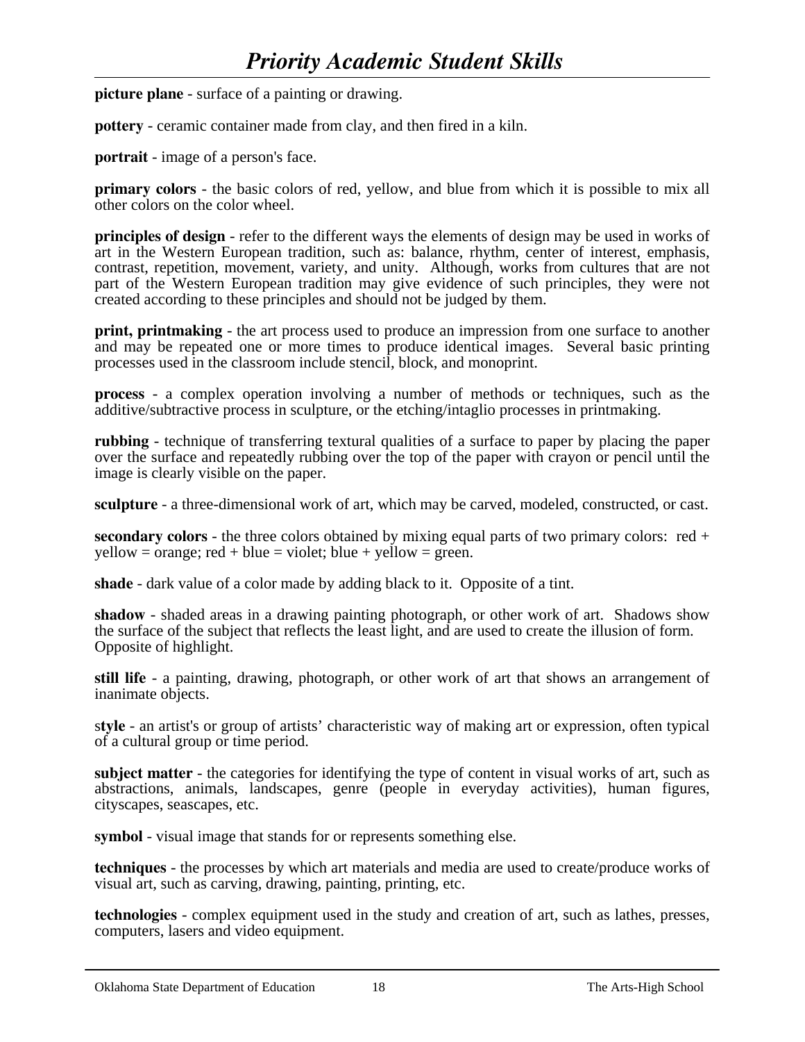**picture plane** - surface of a painting or drawing.

**pottery** - ceramic container made from clay, and then fired in a kiln.

**portrait** - image of a person's face.

**primary colors** - the basic colors of red, yellow, and blue from which it is possible to mix all other colors on the color wheel.

**principles of design** - refer to the different ways the elements of design may be used in works of art in the Western European tradition, such as: balance, rhythm, center of interest, emphasis, contrast, repetition, movement, variety, and unity. Although, works from cultures that are not part of the Western European tradition may give evidence of such principles, they were not created according to these principles and should not be judged by them.

**print, printmaking** - the art process used to produce an impression from one surface to another and may be repeated one or more times to produce identical images. Several basic printing processes used in the classroom include stencil, block, and monoprint.

**process** - a complex operation involving a number of methods or techniques, such as the additive/subtractive process in sculpture, or the etching/intaglio processes in printmaking.

**rubbing** - technique of transferring textural qualities of a surface to paper by placing the paper over the surface and repeatedly rubbing over the top of the paper with crayon or pencil until the image is clearly visible on the paper.

**sculpture** - a three-dimensional work of art, which may be carved, modeled, constructed, or cast.

**secondary colors** - the three colors obtained by mixing equal parts of two primary colors: red + yellow = orange; red + blue = violet; blue + yellow = green.

**shade** - dark value of a color made by adding black to it. Opposite of a tint.

**shadow** - shaded areas in a drawing painting photograph, or other work of art. Shadows show the surface of the subject that reflects the least light, and are used to create the illusion of form. Opposite of highlight.

**still life** - a painting, drawing, photograph, or other work of art that shows an arrangement of inanimate objects.

s**tyle** - an artist's or group of artists' characteristic way of making art or expression, often typical of a cultural group or time period.

**subject matter** - the categories for identifying the type of content in visual works of art, such as abstractions, animals, landscapes, genre (people in everyday activities), human figures, cityscapes, seascapes, etc.

**symbol** - visual image that stands for or represents something else.

**techniques** - the processes by which art materials and media are used to create/produce works of visual art, such as carving, drawing, painting, printing, etc.

**technologies** - complex equipment used in the study and creation of art, such as lathes, presses, computers, lasers and video equipment.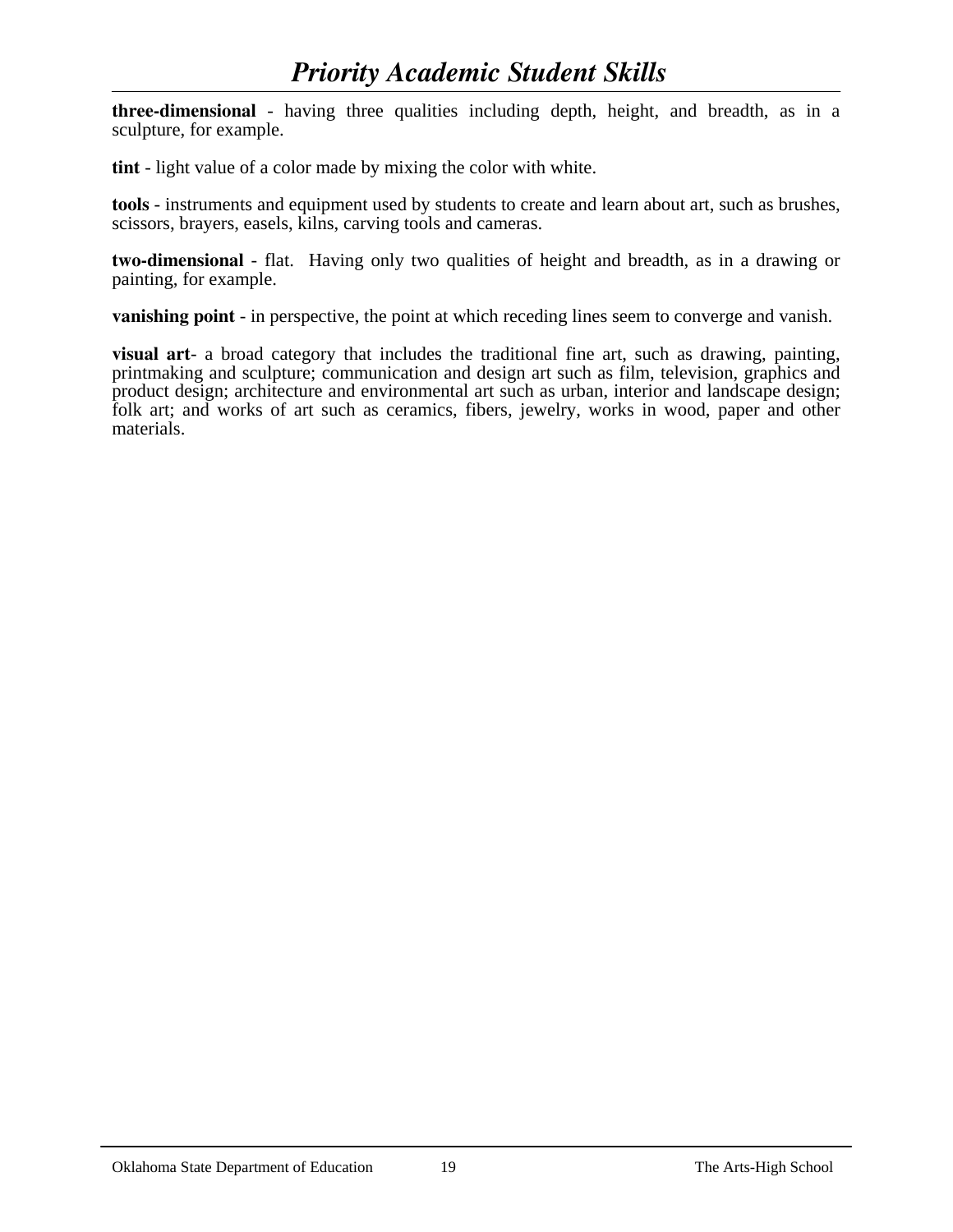**three-dimensional** - having three qualities including depth, height, and breadth, as in a sculpture, for example.

**tint** - light value of a color made by mixing the color with white.

**tools** - instruments and equipment used by students to create and learn about art, such as brushes, scissors, brayers, easels, kilns, carving tools and cameras.

**two-dimensional** - flat. Having only two qualities of height and breadth, as in a drawing or painting, for example.

**vanishing point** - in perspective, the point at which receding lines seem to converge and vanish.

**visual art**- a broad category that includes the traditional fine art, such as drawing, painting, printmaking and sculpture; communication and design art such as film, television, graphics and product design; architecture and environmental art such as urban, interior and landscape design; folk art; and works of art such as ceramics, fibers, jewelry, works in wood, paper and other materials.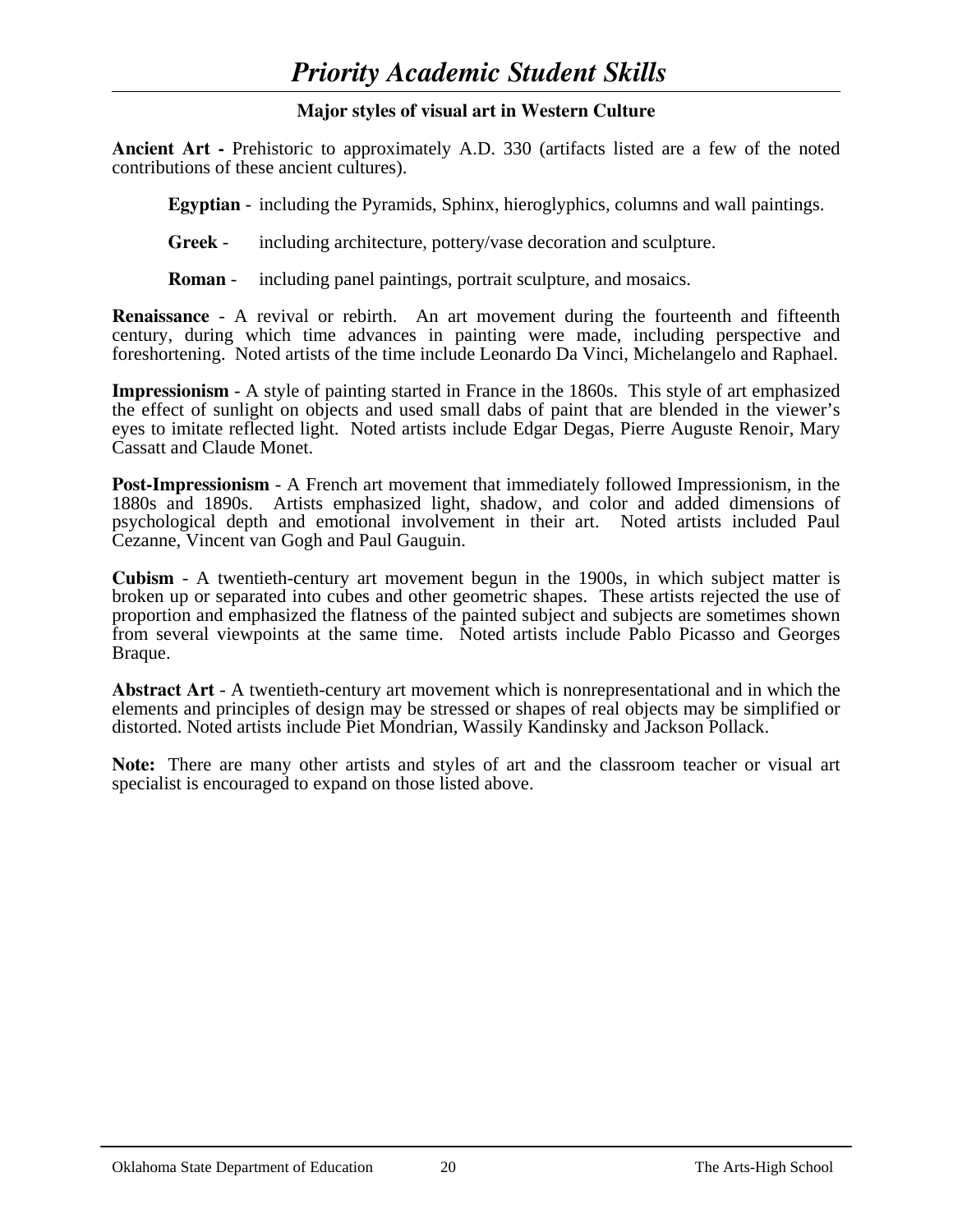# *Priority Academic Student Skills*

### Major styles of visual art in Western Culture

**Ancient Art -** Prehistoric to approximately A.D. 330 (artifacts listed are a few of the noted contributions of these ancient cultures).

**Egyptian** - including the Pyramids, Sphinx, hieroglyphics, columns and wall paintings.

**Greek** - including architecture, pottery/vase decoration and sculpture.

**Roman** - including panel paintings, portrait sculpture, and mosaics.

**Renaissance** - A revival or rebirth. An art movement during the fourteenth and fifteenth century, during which time advances in painting were made, including perspective and foreshortening. Noted artists of the time include Leonardo Da Vinci, Michelangelo and Raphael.

**Impressionism** - A style of painting started in France in the 1860s. This style of art emphasized the effect of sunlight on objects and used small dabs of paint that are blended in the viewer's eyes to imitate reflected light. Noted artists include Edgar Degas, Pierre Auguste Renoir, Mary Cassatt and Claude Monet.

**Post-Impressionism** - A French art movement that immediately followed Impressionism, in the 1880s and 1890s. Artists emphasized light, shadow, and color and added dimensions of psychological depth and emotional involvement in their art. Noted artists included Paul Cezanne, Vincent van Gogh and Paul Gauguin.

**Cubism** - A twentieth-century art movement begun in the 1900s, in which subject matter is broken up or separated into cubes and other geometric shapes. These artists rejected the use of proportion and emphasized the flatness of the painted subject and subjects are sometimes shown from several viewpoints at the same time. Noted artists include Pablo Picasso and Georges Braque.

**Abstract Art** - A twentieth-century art movement which is nonrepresentational and in which the elements and principles of design may be stressed or shapes of real objects may be simplified or distorted. Noted artists include Piet Mondrian, Wassily Kandinsky and Jackson Pollack.

**Note:** There are many other artists and styles of art and the classroom teacher or visual art specialist is encouraged to expand on those listed above.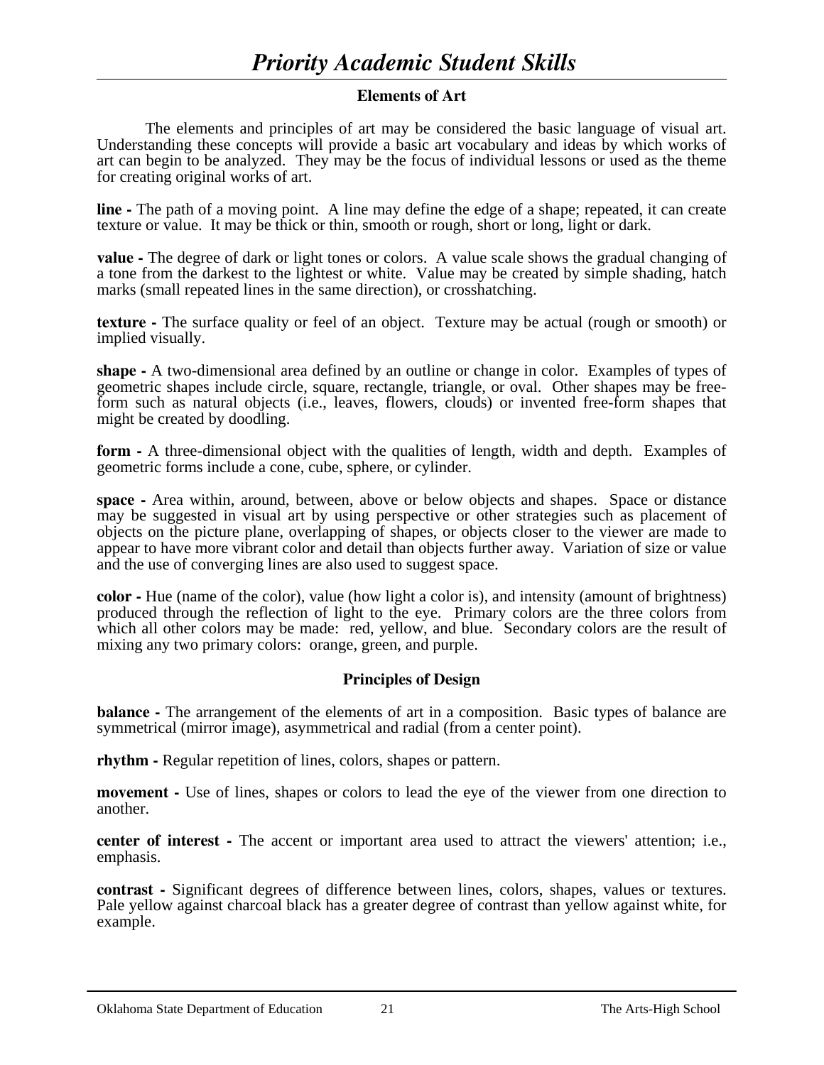# Priority Academic Student Skills

## Elements of Art

The elements and principles of art may be considered the basic language of visual art. Understanding these concepts will provide a basic art vocabulary and ideas by which works of art can begin to be analyzed. They may be the focus of individual lessons or used as the theme for creating original works of art.

**line -** The path of a moving point. A line may define the edge of a shape; repeated, it can create texture or value. It may be thick or thin, smooth or rough, short or long, light or dark.

**value -** The degree of dark or light tones or colors. A value scale shows the gradual changing of a tone from the darkest to the lightest or white. Value may be created by simple shading, hatch marks (small repeated lines in the same direction), or crosshatching.

**texture -** The surface quality or feel of an object. Texture may be actual (rough or smooth) or implied visually.

**shape -** A two-dimensional area defined by an outline or change in color. Examples of types of geometric shapes include circle, square, rectangle, triangle, or oval. Other shapes may be free-form such as natural objects (i.e., leaves, flowers, clouds) or invented free-form shapes that might be created by doodling.

**form -** A three-dimensional object with the qualities of length, width and depth. Examples of geometric forms include a cone, cube, sphere, or cylinder.

**space -** Area within, around, between, above or below objects and shapes. Space or distance may be suggested in visual art by using perspective or other strategies such as placement of objects on the picture plane, overlapping of shapes, or objects closer to the viewer are made to appear to have more vibrant color and detail than objects further away. Variation of size or value and the use of converging lines are also used to suggest space.

**color -** Hue (name of the color), value (how light a color is), and intensity (amount of brightness) produced through the reflection of light to the eye. Primary colors are the three colors from which all other colors may be made: red, yellow, and blue. Secondary colors are the result of mixing any two primary colors: orange, green, and purple.

## Principles of Design

**balance -** The arrangement of the elements of art in a composition. Basic types of balance are symmetrical (mirror image), asymmetrical and radial (from a center point).

**rhythm -** Regular repetition of lines, colors, shapes or pattern.

**movement -** Use of lines, shapes or colors to lead the eye of the viewer from one direction to another.

**center of interest -** The accent or important area used to attract the viewers' attention; i.e., emphasis.

**contrast -** Significant degrees of difference between lines, colors, shapes, values or textures. Pale yellow against charcoal black has a greater degree of contrast than yellow against white, for example.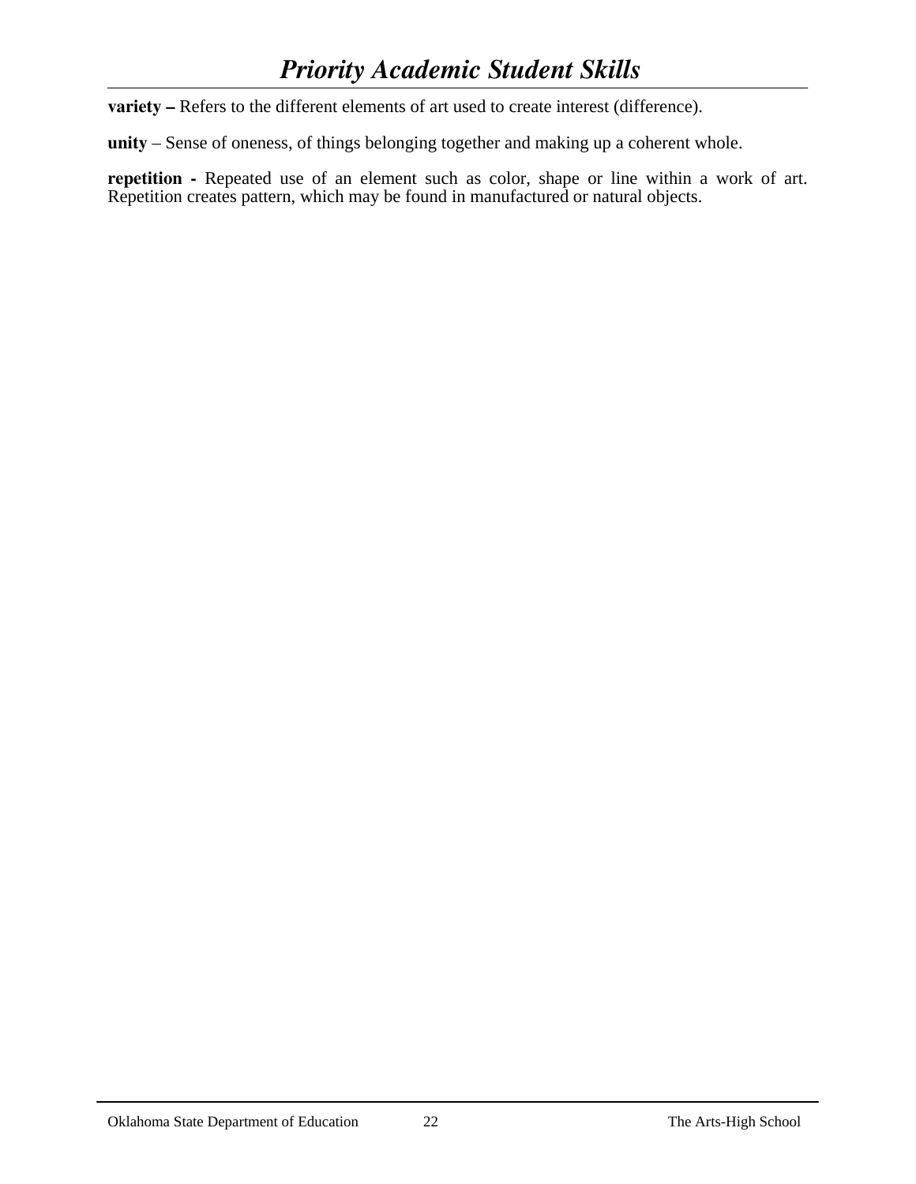**variety –** Refers to the different elements of art used to create interest (difference).

**unity** – Sense of oneness, of things belonging together and making up a coherent whole.

**repetition -** Repeated use of an element such as color, shape or line within a work of art. Repetition creates pattern, which may be found in manufactured or natural objects.